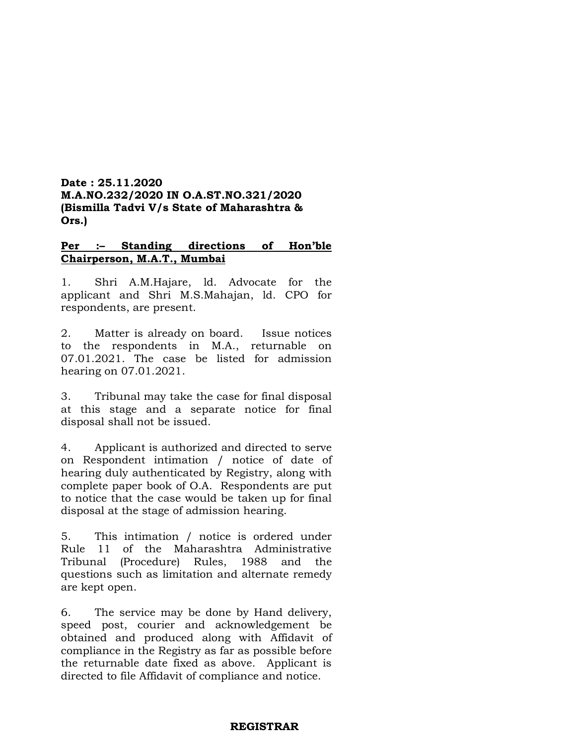**Date : 25.11.2020**
**M.A.NO.232/2020 IN O.A.ST.NO.321/2020**
**(Bismilla Tadvi V/s State of Maharashtra & Ors.)**

**<u>Per :– Standing directions of Hon'ble Chairperson, M.A.T., Mumbai</u>**

1. Shri A.M.Hajare, ld. Advocate for the applicant and Shri M.S.Mahajan, ld. CPO for respondents, are present.

2. Matter is already on board. Issue notices to the respondents in M.A., returnable on 07.01.2021. The case be listed for admission hearing on 07.01.2021.

3. Tribunal may take the case for final disposal at this stage and a separate notice for final disposal shall not be issued.

4. Applicant is authorized and directed to serve on Respondent intimation / notice of date of hearing duly authenticated by Registry, along with complete paper book of O.A. Respondents are put to notice that the case would be taken up for final disposal at the stage of admission hearing.

5. This intimation / notice is ordered under Rule 11 of the Maharashtra Administrative Tribunal (Procedure) Rules, 1988 and the questions such as limitation and alternate remedy are kept open.

6. The service may be done by Hand delivery, speed post, courier and acknowledgement be obtained and produced along with Affidavit of compliance in the Registry as far as possible before the returnable date fixed as above. Applicant is directed to file Affidavit of compliance and notice.

**REGISTRAR**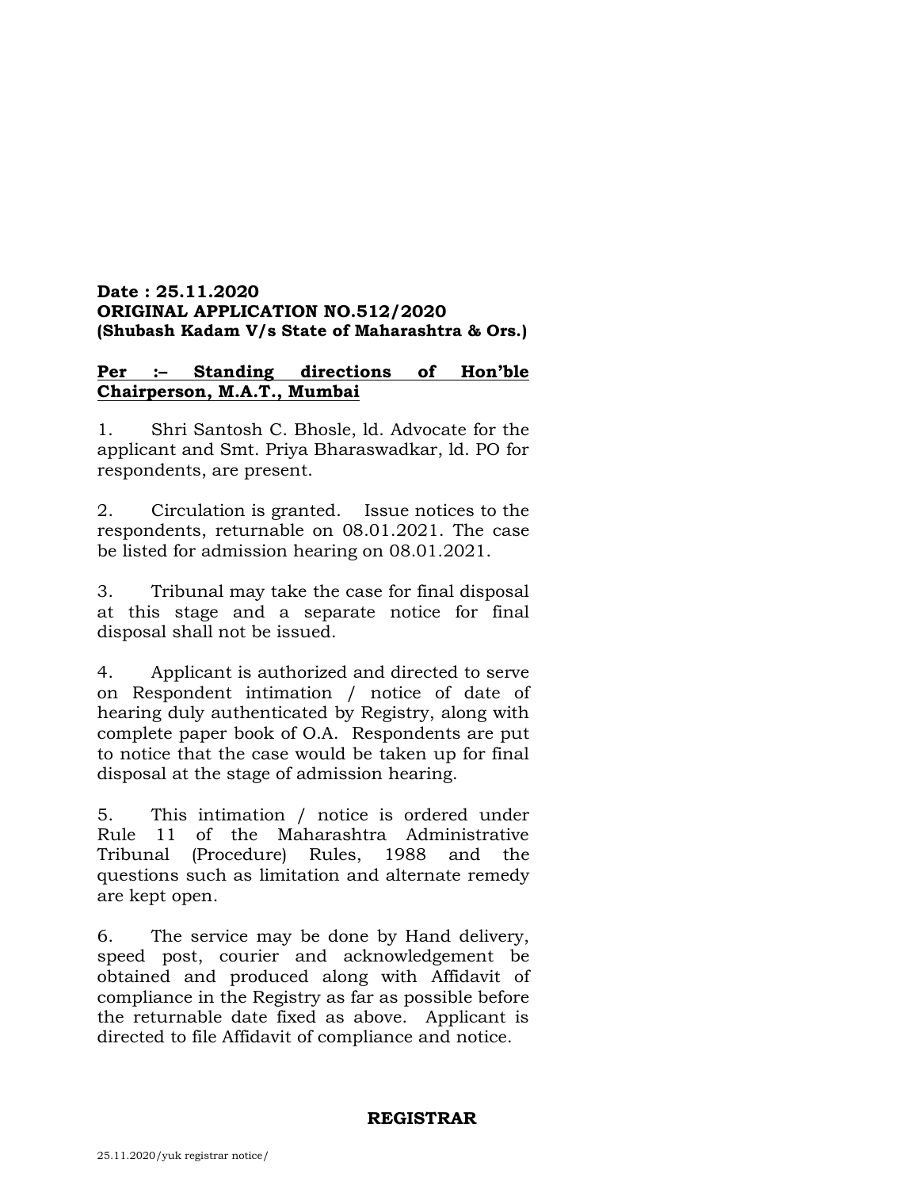**Date : 25.11.2020**
**ORIGINAL APPLICATION NO.512/2020**
**(Shubash Kadam V/s State of Maharashtra & Ors.)**

**<u>Per :– Standing directions of Hon'ble Chairperson, M.A.T., Mumbai</u>**

1. Shri Santosh C. Bhosle, ld. Advocate for the applicant and Smt. Priya Bharaswadkar, ld. PO for respondents, are present.

2. Circulation is granted. Issue notices to the respondents, returnable on 08.01.2021. The case be listed for admission hearing on 08.01.2021.

3. Tribunal may take the case for final disposal at this stage and a separate notice for final disposal shall not be issued.

4. Applicant is authorized and directed to serve on Respondent intimation / notice of date of hearing duly authenticated by Registry, along with complete paper book of O.A. Respondents are put to notice that the case would be taken up for final disposal at the stage of admission hearing.

5. This intimation / notice is ordered under Rule 11 of the Maharashtra Administrative Tribunal (Procedure) Rules, 1988 and the questions such as limitation and alternate remedy are kept open.

6. The service may be done by Hand delivery, speed post, courier and acknowledgement be obtained and produced along with Affidavit of compliance in the Registry as far as possible before the returnable date fixed as above. Applicant is directed to file Affidavit of compliance and notice.

**REGISTRAR**

25.11.2020/yuk registrar notice/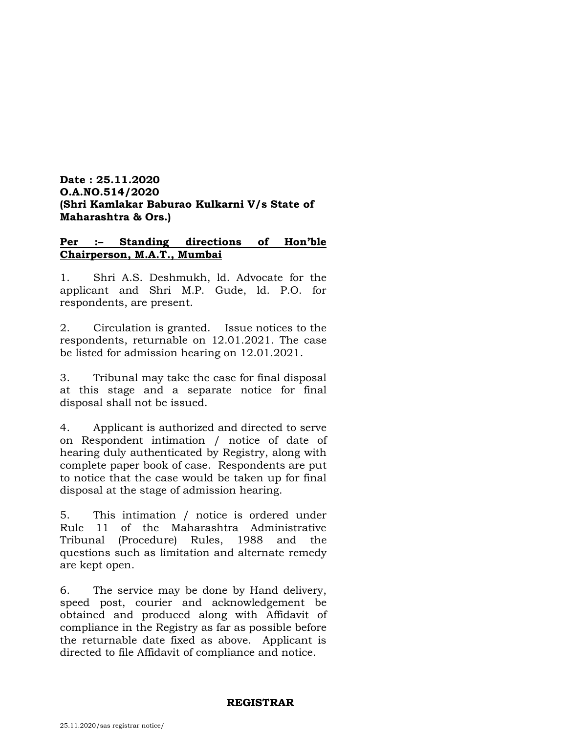**Date : 25.11.2020**
**O.A.NO.514/2020**
**(Shri Kamlakar Baburao Kulkarni V/s State of Maharashtra & Ors.)**

**<u>Per :– Standing directions of Hon'ble Chairperson, M.A.T., Mumbai</u>**

1. Shri A.S. Deshmukh, ld. Advocate for the applicant and Shri M.P. Gude, ld. P.O. for respondents, are present.

2. Circulation is granted. Issue notices to the respondents, returnable on 12.01.2021. The case be listed for admission hearing on 12.01.2021.

3. Tribunal may take the case for final disposal at this stage and a separate notice for final disposal shall not be issued.

4. Applicant is authorized and directed to serve on Respondent intimation / notice of date of hearing duly authenticated by Registry, along with complete paper book of case. Respondents are put to notice that the case would be taken up for final disposal at the stage of admission hearing.

5. This intimation / notice is ordered under Rule 11 of the Maharashtra Administrative Tribunal (Procedure) Rules, 1988 and the questions such as limitation and alternate remedy are kept open.

6. The service may be done by Hand delivery, speed post, courier and acknowledgement be obtained and produced along with Affidavit of compliance in the Registry as far as possible before the returnable date fixed as above. Applicant is directed to file Affidavit of compliance and notice.

**REGISTRAR**

25.11.2020/sas registrar notice/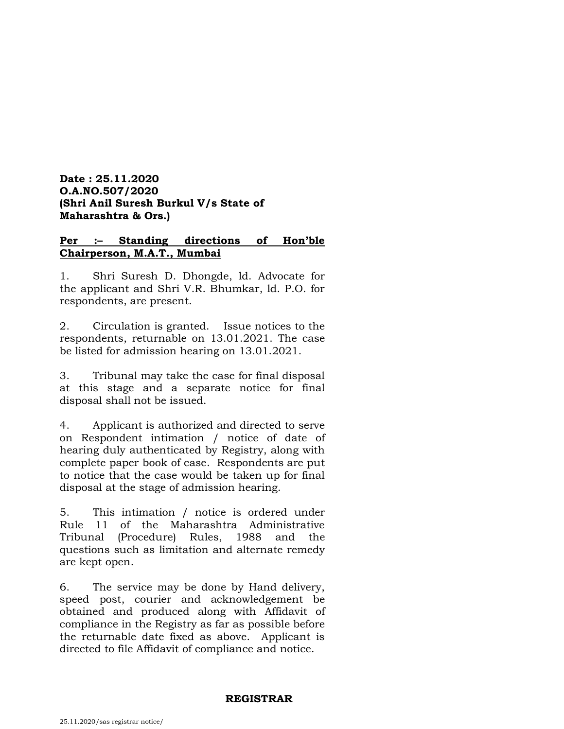**Date : 25.11.2020**
**O.A.NO.507/2020**
**(Shri Anil Suresh Burkul V/s State of Maharashtra & Ors.)**

**<u>Per :– Standing directions of Hon'ble Chairperson, M.A.T., Mumbai</u>**

1. Shri Suresh D. Dhongde, ld. Advocate for the applicant and Shri V.R. Bhumkar, ld. P.O. for respondents, are present.

2. Circulation is granted. Issue notices to the respondents, returnable on 13.01.2021. The case be listed for admission hearing on 13.01.2021.

3. Tribunal may take the case for final disposal at this stage and a separate notice for final disposal shall not be issued.

4. Applicant is authorized and directed to serve on Respondent intimation / notice of date of hearing duly authenticated by Registry, along with complete paper book of case. Respondents are put to notice that the case would be taken up for final disposal at the stage of admission hearing.

5. This intimation / notice is ordered under Rule 11 of the Maharashtra Administrative Tribunal (Procedure) Rules, 1988 and the questions such as limitation and alternate remedy are kept open.

6. The service may be done by Hand delivery, speed post, courier and acknowledgement be obtained and produced along with Affidavit of compliance in the Registry as far as possible before the returnable date fixed as above. Applicant is directed to file Affidavit of compliance and notice.

**REGISTRAR**

25.11.2020/sas registrar notice/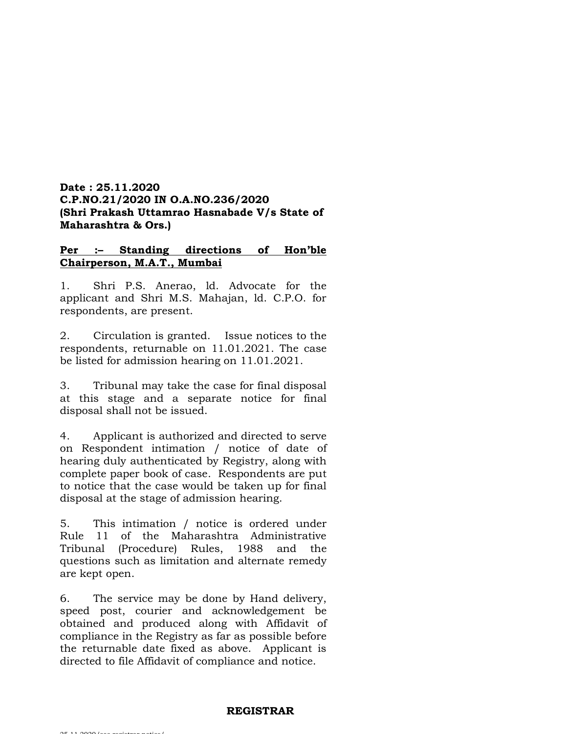**Date : 25.11.2020**
**C.P.NO.21/2020 IN O.A.NO.236/2020**
**(Shri Prakash Uttamrao Hasnabade V/s State of Maharashtra & Ors.)**

**Per :– Standing directions of Hon'ble Chairperson, M.A.T., Mumbai**

1. Shri P.S. Anerao, ld. Advocate for the applicant and Shri M.S. Mahajan, ld. C.P.O. for respondents, are present.

2. Circulation is granted. Issue notices to the respondents, returnable on 11.01.2021. The case be listed for admission hearing on 11.01.2021.

3. Tribunal may take the case for final disposal at this stage and a separate notice for final disposal shall not be issued.

4. Applicant is authorized and directed to serve on Respondent intimation / notice of date of hearing duly authenticated by Registry, along with complete paper book of case. Respondents are put to notice that the case would be taken up for final disposal at the stage of admission hearing.

5. This intimation / notice is ordered under Rule 11 of the Maharashtra Administrative Tribunal (Procedure) Rules, 1988 and the questions such as limitation and alternate remedy are kept open.

6. The service may be done by Hand delivery, speed post, courier and acknowledgement be obtained and produced along with Affidavit of compliance in the Registry as far as possible before the returnable date fixed as above. Applicant is directed to file Affidavit of compliance and notice.

**REGISTRAR**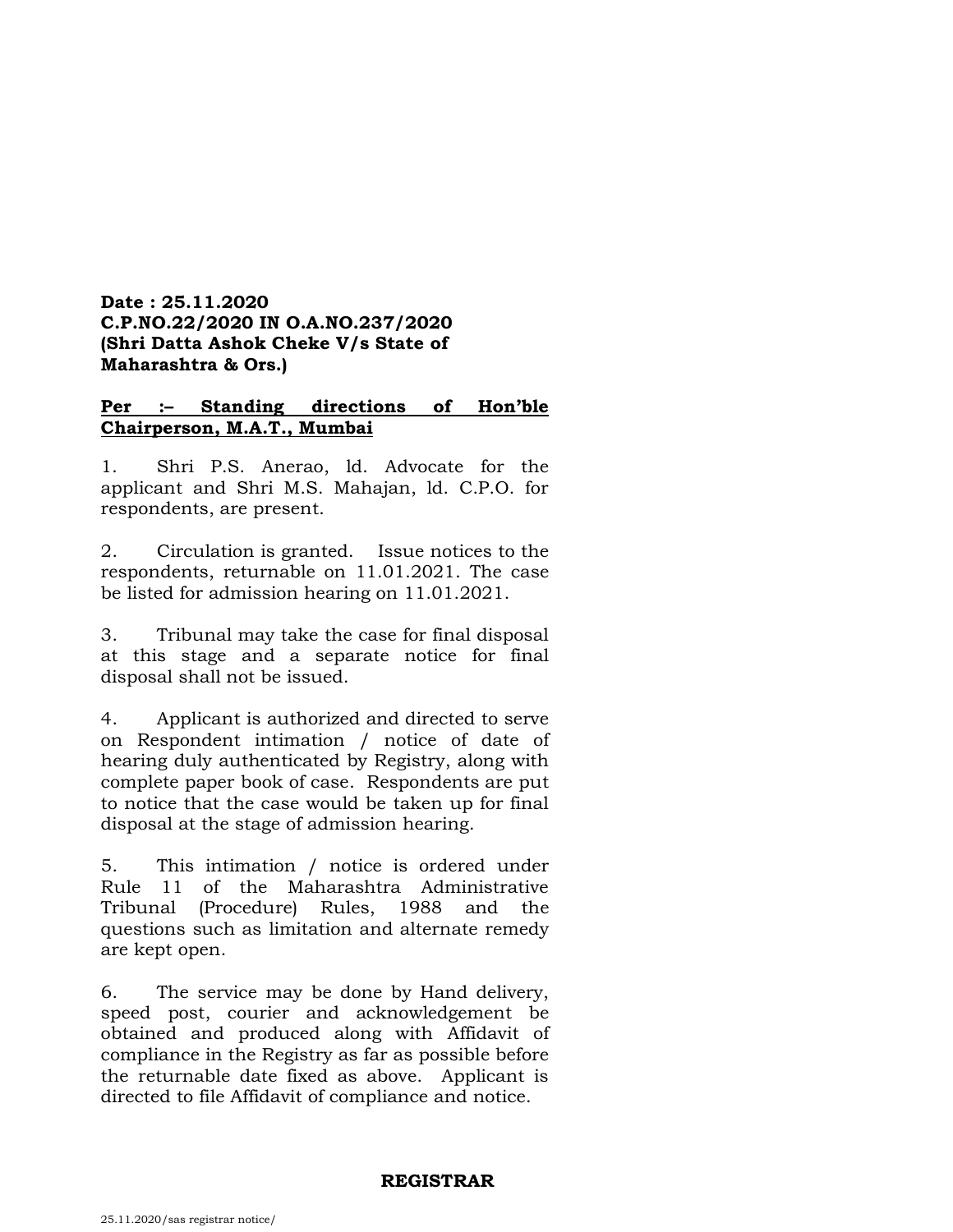**Date : 25.11.2020**
**C.P.NO.22/2020 IN O.A.NO.237/2020**
**(Shri Datta Ashok Cheke V/s State of Maharashtra & Ors.)**

**Per :– Standing directions of Hon'ble Chairperson, M.A.T., Mumbai**

1. Shri P.S. Anerao, ld. Advocate for the applicant and Shri M.S. Mahajan, ld. C.P.O. for respondents, are present.

2. Circulation is granted. Issue notices to the respondents, returnable on 11.01.2021. The case be listed for admission hearing on 11.01.2021.

3. Tribunal may take the case for final disposal at this stage and a separate notice for final disposal shall not be issued.

4. Applicant is authorized and directed to serve on Respondent intimation / notice of date of hearing duly authenticated by Registry, along with complete paper book of case. Respondents are put to notice that the case would be taken up for final disposal at the stage of admission hearing.

5. This intimation / notice is ordered under Rule 11 of the Maharashtra Administrative Tribunal (Procedure) Rules, 1988 and the questions such as limitation and alternate remedy are kept open.

6. The service may be done by Hand delivery, speed post, courier and acknowledgement be obtained and produced along with Affidavit of compliance in the Registry as far as possible before the returnable date fixed as above. Applicant is directed to file Affidavit of compliance and notice.

**REGISTRAR**

25.11.2020/sas registrar notice/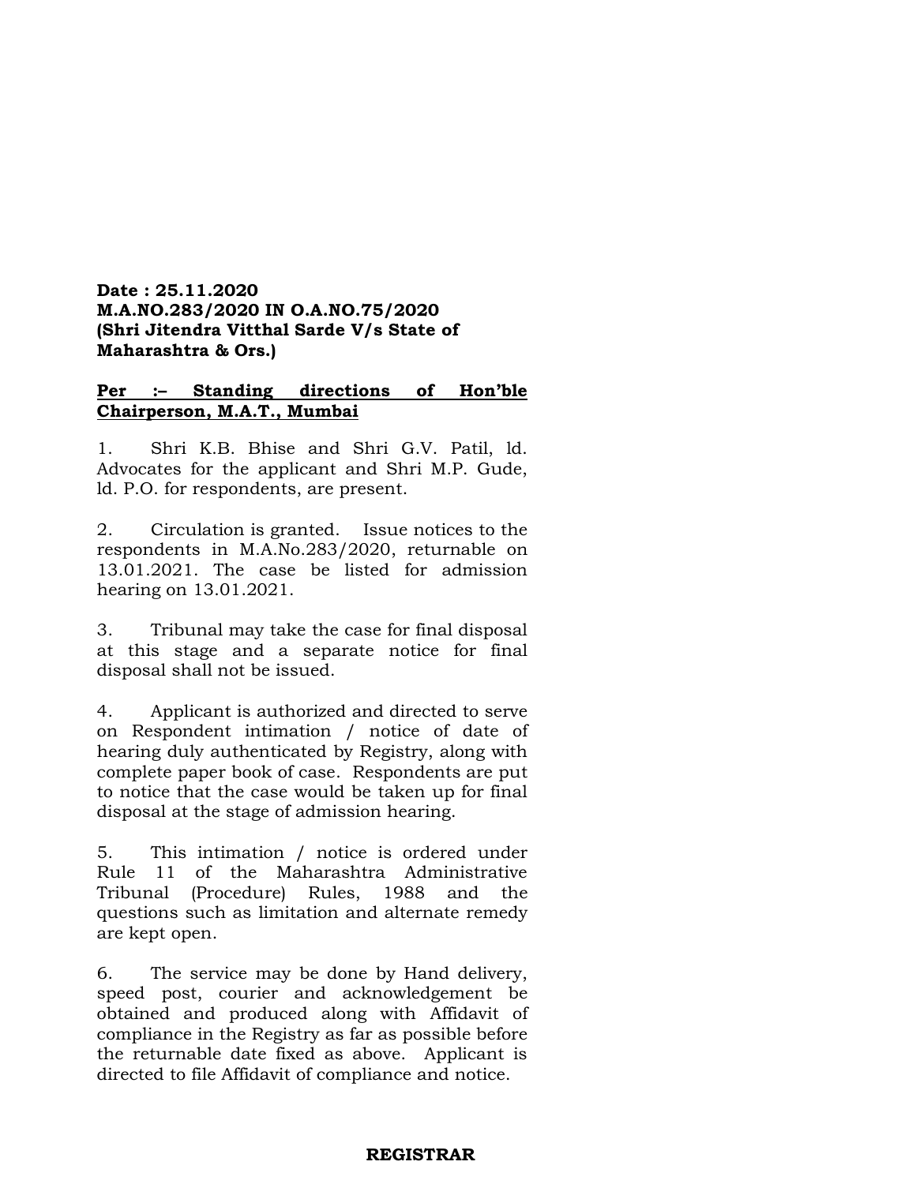**Date : 25.11.2020**
**M.A.NO.283/2020 IN O.A.NO.75/2020**
**(Shri Jitendra Vitthal Sarde V/s State of Maharashtra & Ors.)**

**Per :– Standing directions of Hon'ble Chairperson, M.A.T., Mumbai**

1. Shri K.B. Bhise and Shri G.V. Patil, ld. Advocates for the applicant and Shri M.P. Gude, ld. P.O. for respondents, are present.

2. Circulation is granted. Issue notices to the respondents in M.A.No.283/2020, returnable on 13.01.2021. The case be listed for admission hearing on 13.01.2021.

3. Tribunal may take the case for final disposal at this stage and a separate notice for final disposal shall not be issued.

4. Applicant is authorized and directed to serve on Respondent intimation / notice of date of hearing duly authenticated by Registry, along with complete paper book of case. Respondents are put to notice that the case would be taken up for final disposal at the stage of admission hearing.

5. This intimation / notice is ordered under Rule 11 of the Maharashtra Administrative Tribunal (Procedure) Rules, 1988 and the questions such as limitation and alternate remedy are kept open.

6. The service may be done by Hand delivery, speed post, courier and acknowledgement be obtained and produced along with Affidavit of compliance in the Registry as far as possible before the returnable date fixed as above. Applicant is directed to file Affidavit of compliance and notice.

**REGISTRAR**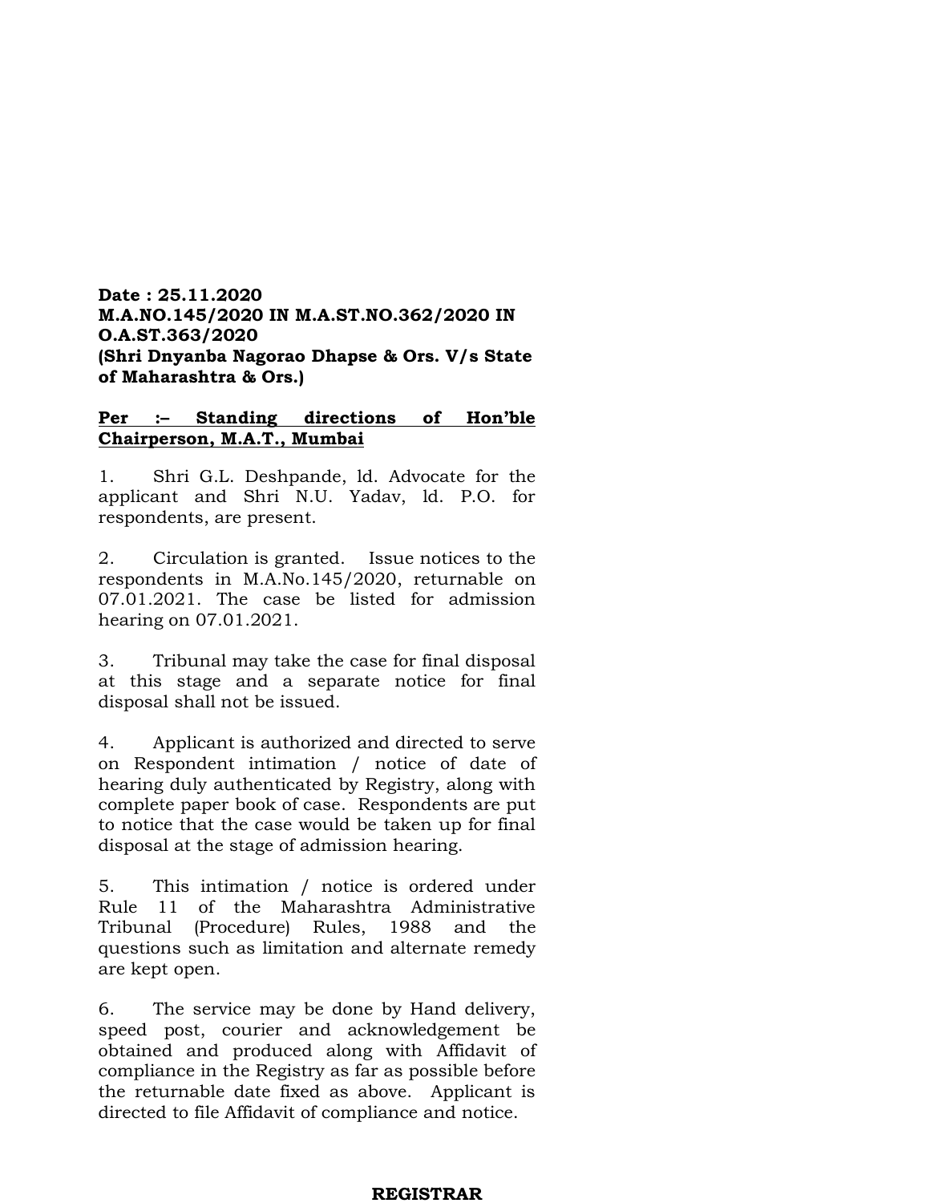**Date : 25.11.2020**
**M.A.NO.145/2020 IN M.A.ST.NO.362/2020 IN O.A.ST.363/2020**
**(Shri Dnyanba Nagorao Dhapse & Ors. V/s State of Maharashtra & Ors.)**

**<u>Per :– Standing directions of Hon'ble Chairperson, M.A.T., Mumbai</u>**

1. Shri G.L. Deshpande, ld. Advocate for the applicant and Shri N.U. Yadav, ld. P.O. for respondents, are present.

2. Circulation is granted. Issue notices to the respondents in M.A.No.145/2020, returnable on 07.01.2021. The case be listed for admission hearing on 07.01.2021.

3. Tribunal may take the case for final disposal at this stage and a separate notice for final disposal shall not be issued.

4. Applicant is authorized and directed to serve on Respondent intimation / notice of date of hearing duly authenticated by Registry, along with complete paper book of case. Respondents are put to notice that the case would be taken up for final disposal at the stage of admission hearing.

5. This intimation / notice is ordered under Rule 11 of the Maharashtra Administrative Tribunal (Procedure) Rules, 1988 and the questions such as limitation and alternate remedy are kept open.

6. The service may be done by Hand delivery, speed post, courier and acknowledgement be obtained and produced along with Affidavit of compliance in the Registry as far as possible before the returnable date fixed as above. Applicant is directed to file Affidavit of compliance and notice.

**REGISTRAR**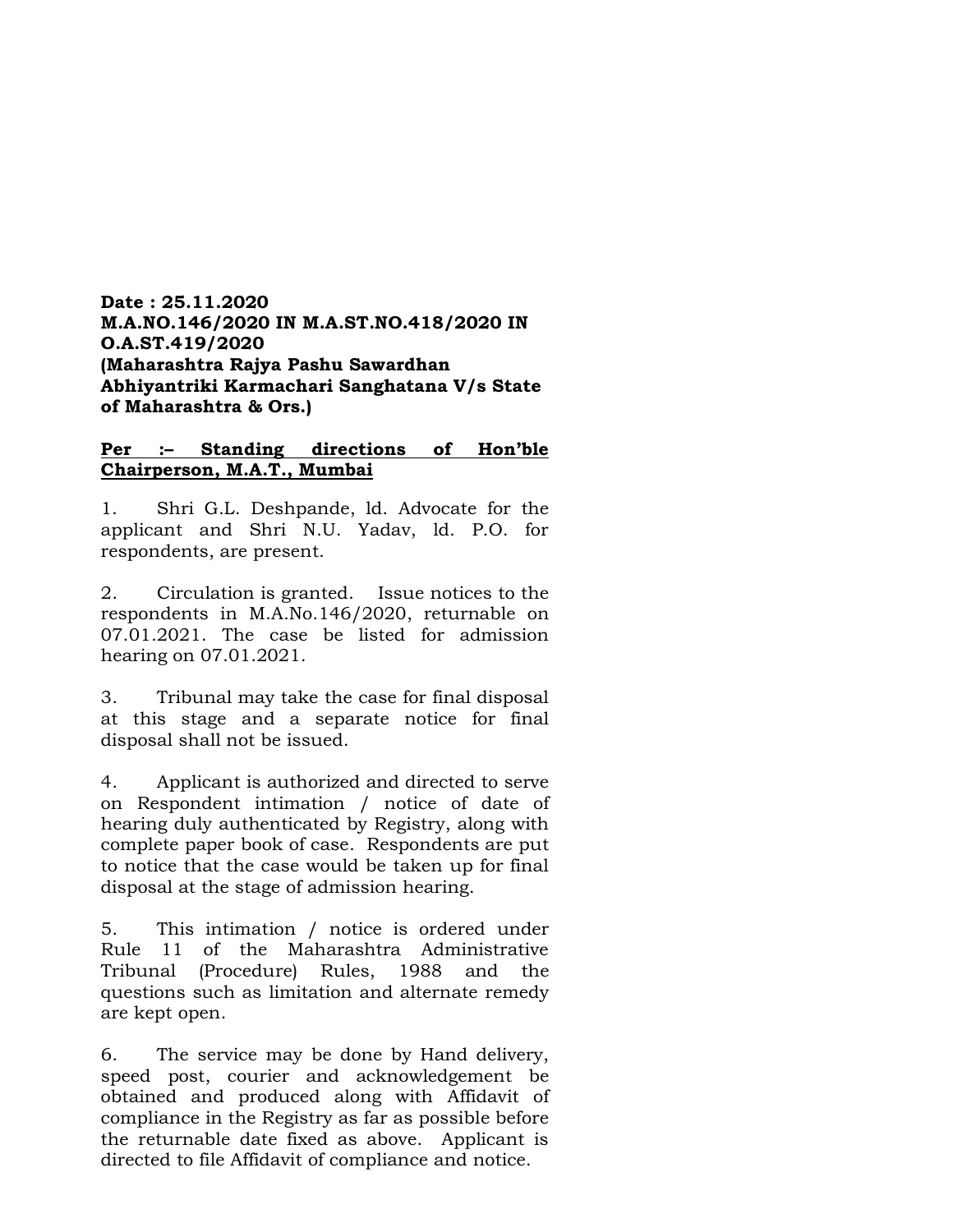**Date : 25.11.2020**
**M.A.NO.146/2020 IN M.A.ST.NO.418/2020 IN O.A.ST.419/2020**
**(Maharashtra Rajya Pashu Sawardhan Abhiyantriki Karmachari Sanghatana V/s State of Maharashtra & Ors.)**

**<u>Per :– Standing directions of Hon'ble Chairperson, M.A.T., Mumbai</u>**

1. Shri G.L. Deshpande, ld. Advocate for the applicant and Shri N.U. Yadav, ld. P.O. for respondents, are present.

2. Circulation is granted. Issue notices to the respondents in M.A.No.146/2020, returnable on 07.01.2021. The case be listed for admission hearing on 07.01.2021.

3. Tribunal may take the case for final disposal at this stage and a separate notice for final disposal shall not be issued.

4. Applicant is authorized and directed to serve on Respondent intimation / notice of date of hearing duly authenticated by Registry, along with complete paper book of case. Respondents are put to notice that the case would be taken up for final disposal at the stage of admission hearing.

5. This intimation / notice is ordered under Rule 11 of the Maharashtra Administrative Tribunal (Procedure) Rules, 1988 and the questions such as limitation and alternate remedy are kept open.

6. The service may be done by Hand delivery, speed post, courier and acknowledgement be obtained and produced along with Affidavit of compliance in the Registry as far as possible before the returnable date fixed as above. Applicant is directed to file Affidavit of compliance and notice.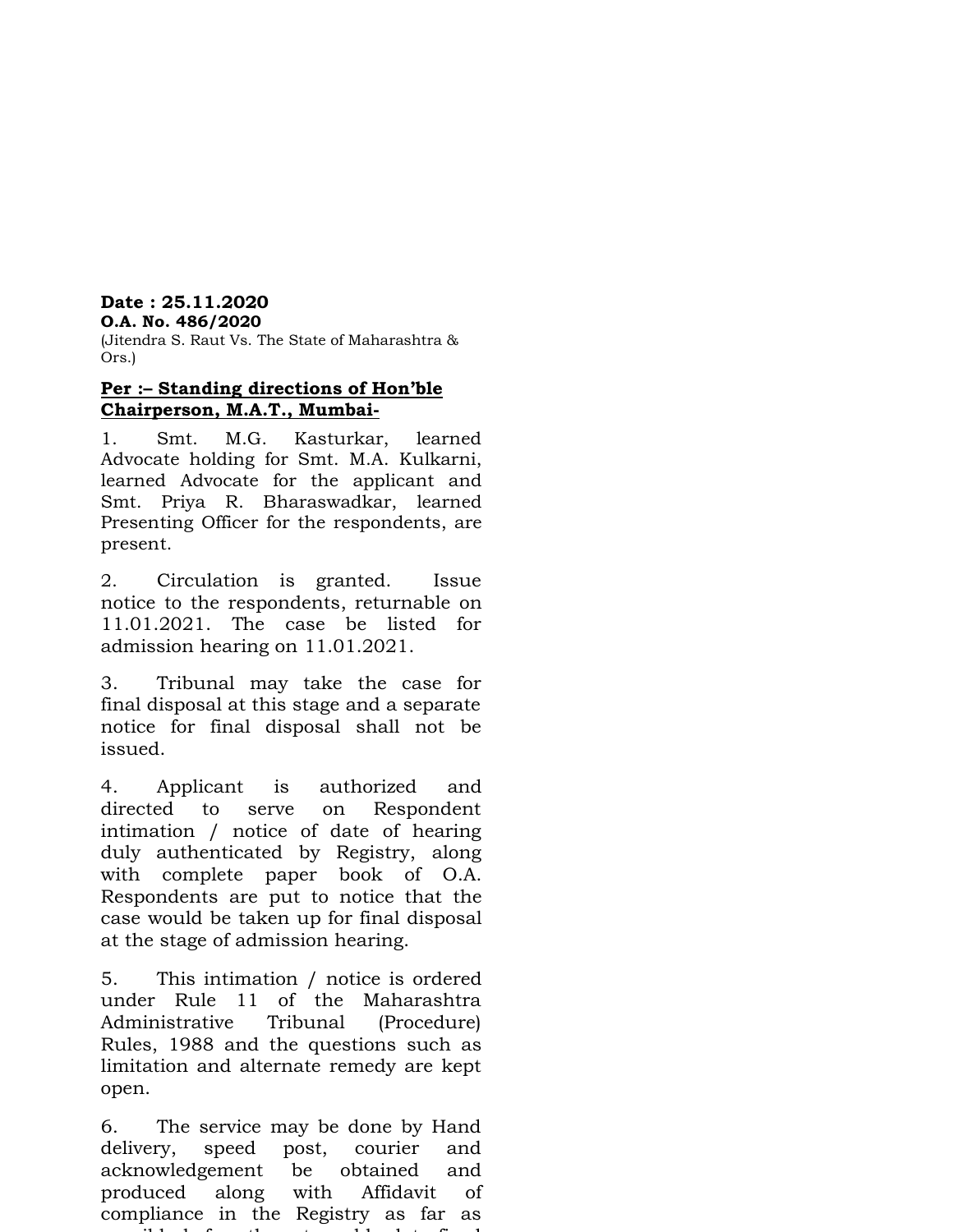**Date : 25.11.2020**
**O.A. No. 486/2020**
(Jitendra S. Raut Vs. The State of Maharashtra & Ors.)

**<u>Per :– Standing directions of Hon'ble Chairperson, M.A.T., Mumbai-</u>**

1. Smt. M.G. Kasturkar, learned Advocate holding for Smt. M.A. Kulkarni, learned Advocate for the applicant and Smt. Priya R. Bharaswadkar, learned Presenting Officer for the respondents, are present.

2. Circulation is granted. Issue notice to the respondents, returnable on 11.01.2021. The case be listed for admission hearing on 11.01.2021.

3. Tribunal may take the case for final disposal at this stage and a separate notice for final disposal shall not be issued.

4. Applicant is authorized and directed to serve on Respondent intimation / notice of date of hearing duly authenticated by Registry, along with complete paper book of O.A. Respondents are put to notice that the case would be taken up for final disposal at the stage of admission hearing.

5. This intimation / notice is ordered under Rule 11 of the Maharashtra Administrative Tribunal (Procedure) Rules, 1988 and the questions such as limitation and alternate remedy are kept open.

6. The service may be done by Hand delivery, speed post, courier and acknowledgement be obtained and produced along with Affidavit of compliance in the Registry as far as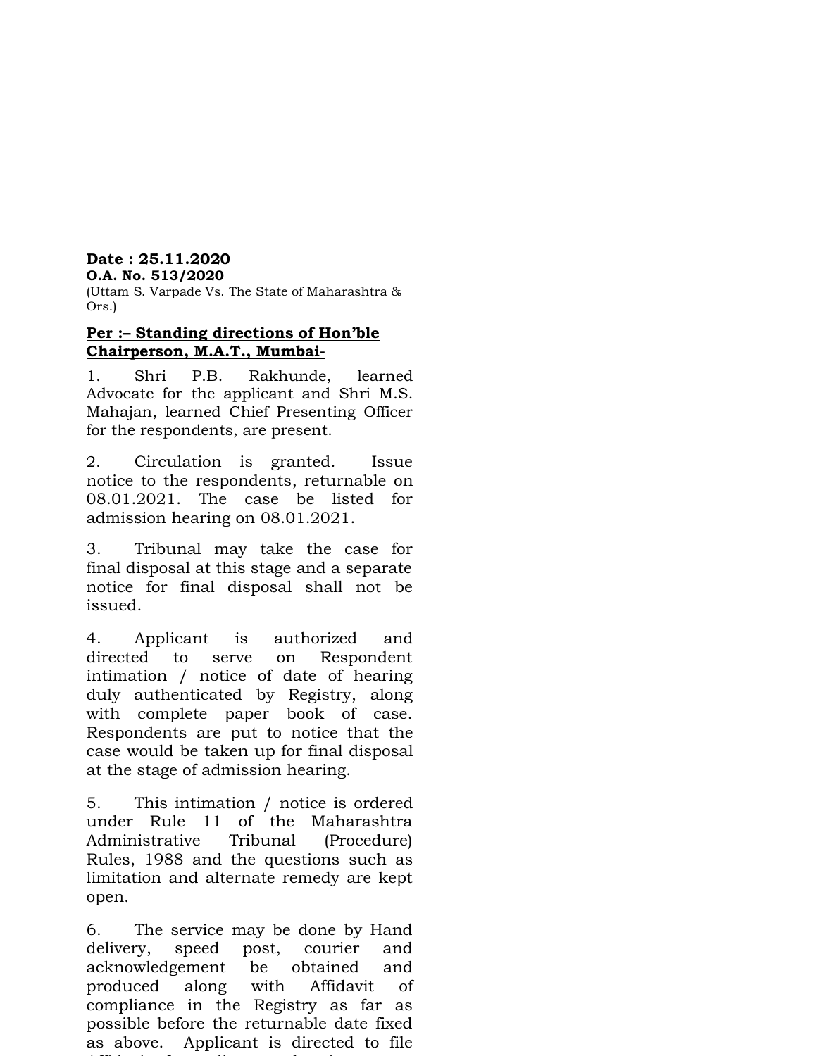**Date : 25.11.2020**
**O.A. No. 513/2020**
(Uttam S. Varpade Vs. The State of Maharashtra & Ors.)

**Per :– Standing directions of Hon'ble Chairperson, M.A.T., Mumbai-**

1. Shri P.B. Rakhunde, learned Advocate for the applicant and Shri M.S. Mahajan, learned Chief Presenting Officer for the respondents, are present.

2. Circulation is granted. Issue notice to the respondents, returnable on 08.01.2021. The case be listed for admission hearing on 08.01.2021.

3. Tribunal may take the case for final disposal at this stage and a separate notice for final disposal shall not be issued.

4. Applicant is authorized and directed to serve on Respondent intimation / notice of date of hearing duly authenticated by Registry, along with complete paper book of case. Respondents are put to notice that the case would be taken up for final disposal at the stage of admission hearing.

5. This intimation / notice is ordered under Rule 11 of the Maharashtra Administrative Tribunal (Procedure) Rules, 1988 and the questions such as limitation and alternate remedy are kept open.

6. The service may be done by Hand delivery, speed post, courier and acknowledgement be obtained and produced along with Affidavit of compliance in the Registry as far as possible before the returnable date fixed as above. Applicant is directed to file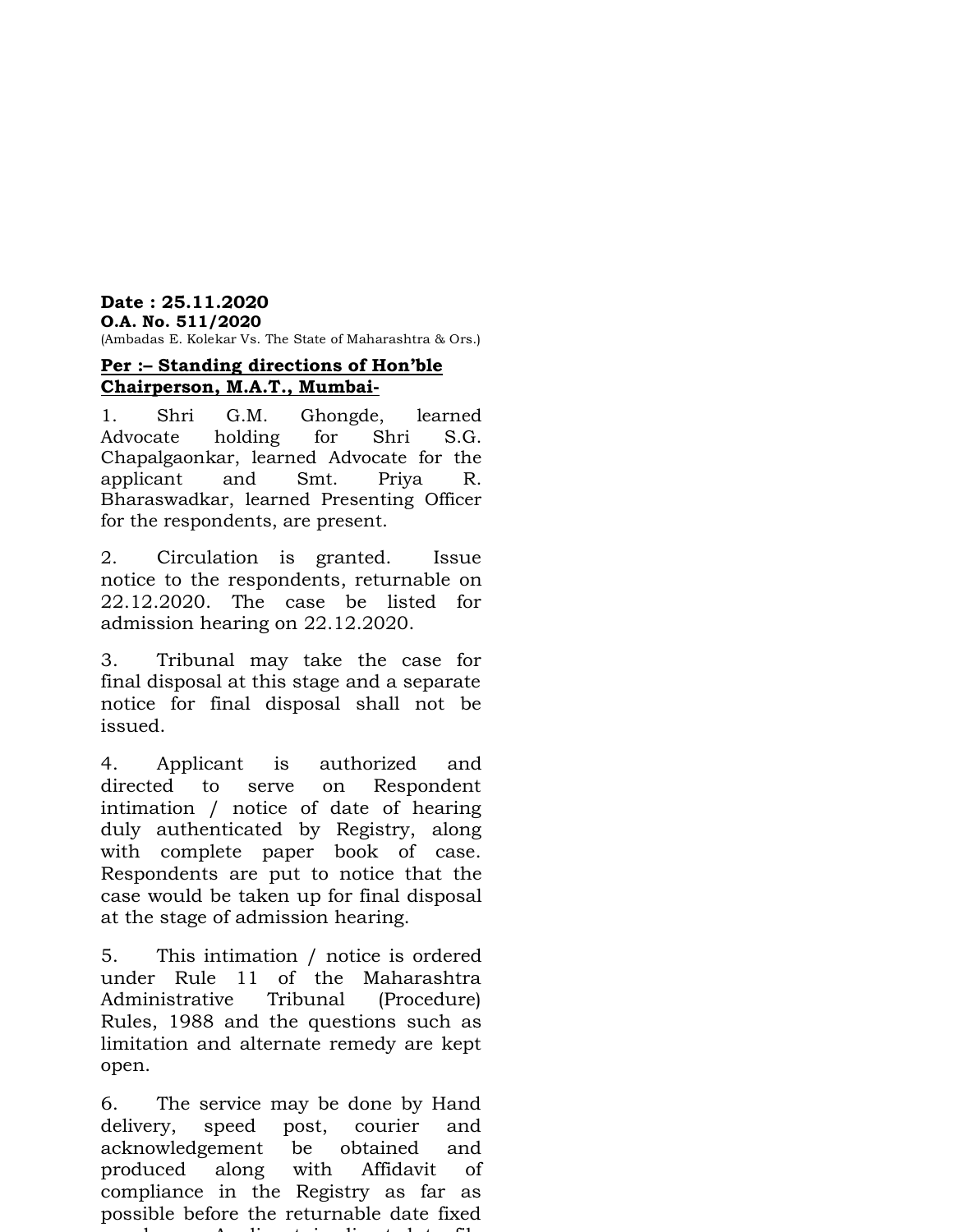**Date : 25.11.2020**
**O.A. No. 511/2020**
(Ambadas E. Kolekar Vs. The State of Maharashtra & Ors.)

**Per :– Standing directions of Hon'ble Chairperson, M.A.T., Mumbai-**

1. Shri G.M. Ghongde, learned Advocate holding for Shri S.G. Chapalgaonkar, learned Advocate for the applicant and Smt. Priya R. Bharaswadkar, learned Presenting Officer for the respondents, are present.

2. Circulation is granted. Issue notice to the respondents, returnable on 22.12.2020. The case be listed for admission hearing on 22.12.2020.

3. Tribunal may take the case for final disposal at this stage and a separate notice for final disposal shall not be issued.

4. Applicant is authorized and directed to serve on Respondent intimation / notice of date of hearing duly authenticated by Registry, along with complete paper book of case. Respondents are put to notice that the case would be taken up for final disposal at the stage of admission hearing.

5. This intimation / notice is ordered under Rule 11 of the Maharashtra Administrative Tribunal (Procedure) Rules, 1988 and the questions such as limitation and alternate remedy are kept open.

6. The service may be done by Hand delivery, speed post, courier and acknowledgement be obtained and produced along with Affidavit of compliance in the Registry as far as possible before the returnable date fixed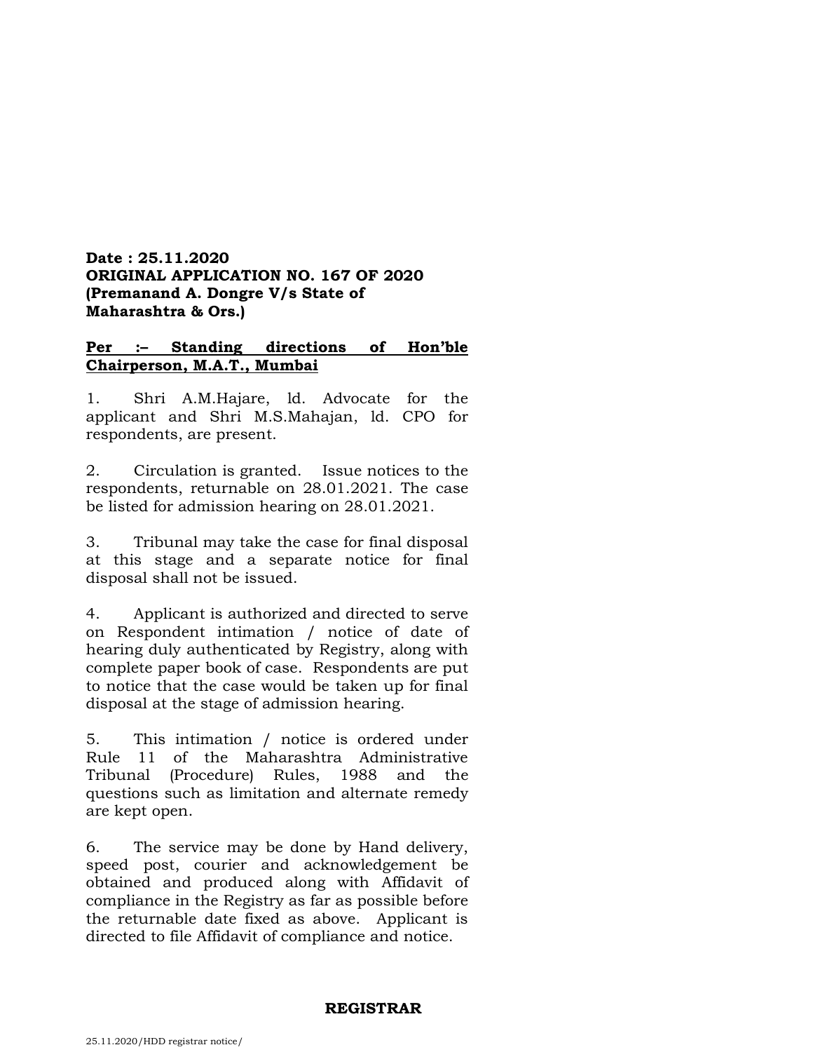**Date : 25.11.2020**
**ORIGINAL APPLICATION NO. 167 OF 2020**
**(Premanand A. Dongre V/s State of Maharashtra & Ors.)**

**Per :– Standing directions of Hon'ble Chairperson, M.A.T., Mumbai**

1. Shri A.M.Hajare, ld. Advocate for the applicant and Shri M.S.Mahajan, ld. CPO for respondents, are present.

2. Circulation is granted. Issue notices to the respondents, returnable on 28.01.2021. The case be listed for admission hearing on 28.01.2021.

3. Tribunal may take the case for final disposal at this stage and a separate notice for final disposal shall not be issued.

4. Applicant is authorized and directed to serve on Respondent intimation / notice of date of hearing duly authenticated by Registry, along with complete paper book of case. Respondents are put to notice that the case would be taken up for final disposal at the stage of admission hearing.

5. This intimation / notice is ordered under Rule 11 of the Maharashtra Administrative Tribunal (Procedure) Rules, 1988 and the questions such as limitation and alternate remedy are kept open.

6. The service may be done by Hand delivery, speed post, courier and acknowledgement be obtained and produced along with Affidavit of compliance in the Registry as far as possible before the returnable date fixed as above. Applicant is directed to file Affidavit of compliance and notice.

**REGISTRAR**

25.11.2020/HDD registrar notice/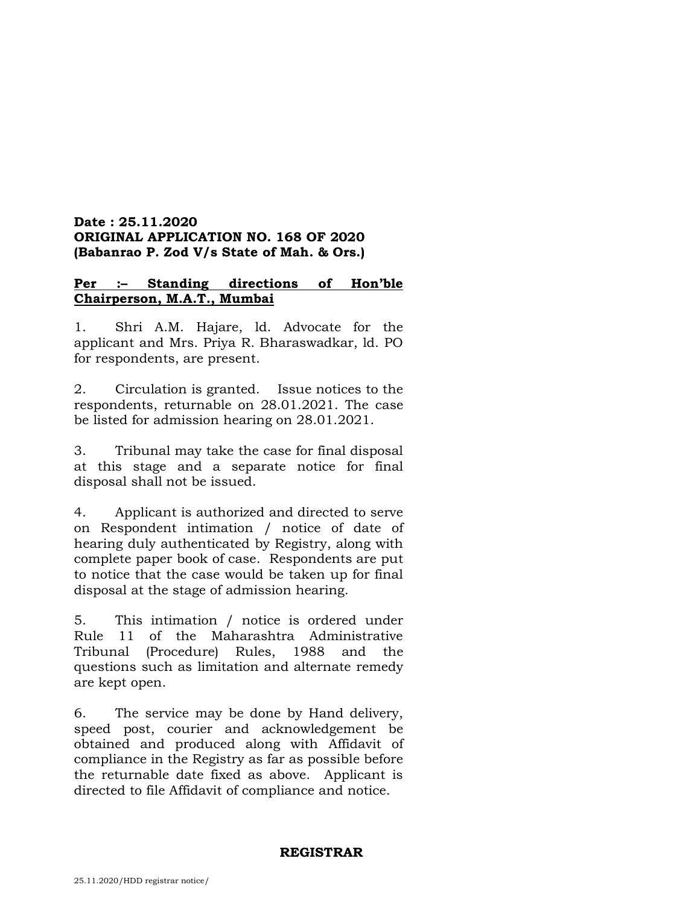**Date : 25.11.2020**
**ORIGINAL APPLICATION NO. 168 OF 2020**
**(Babanrao P. Zod V/s State of Mah. & Ors.)**

**Per :– Standing directions of Hon'ble Chairperson, M.A.T., Mumbai**

1. Shri A.M. Hajare, ld. Advocate for the applicant and Mrs. Priya R. Bharaswadkar, ld. PO for respondents, are present.

2. Circulation is granted. Issue notices to the respondents, returnable on 28.01.2021. The case be listed for admission hearing on 28.01.2021.

3. Tribunal may take the case for final disposal at this stage and a separate notice for final disposal shall not be issued.

4. Applicant is authorized and directed to serve on Respondent intimation / notice of date of hearing duly authenticated by Registry, along with complete paper book of case. Respondents are put to notice that the case would be taken up for final disposal at the stage of admission hearing.

5. This intimation / notice is ordered under Rule 11 of the Maharashtra Administrative Tribunal (Procedure) Rules, 1988 and the questions such as limitation and alternate remedy are kept open.

6. The service may be done by Hand delivery, speed post, courier and acknowledgement be obtained and produced along with Affidavit of compliance in the Registry as far as possible before the returnable date fixed as above. Applicant is directed to file Affidavit of compliance and notice.

**REGISTRAR**

25.11.2020/HDD registrar notice/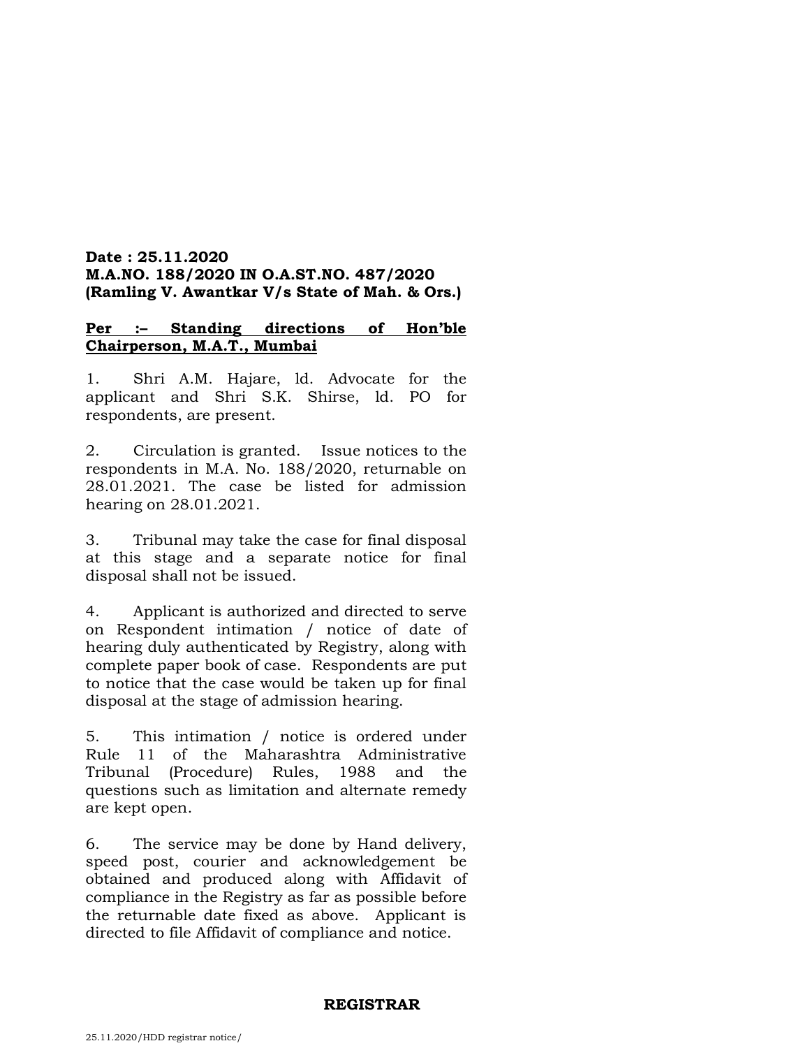**Date : 25.11.2020**
**M.A.NO. 188/2020 IN O.A.ST.NO. 487/2020**
**(Ramling V. Awantkar V/s State of Mah. & Ors.)**

**Per :– Standing directions of Hon'ble Chairperson, M.A.T., Mumbai**

1. Shri A.M. Hajare, ld. Advocate for the applicant and Shri S.K. Shirse, ld. PO for respondents, are present.

2. Circulation is granted. Issue notices to the respondents in M.A. No. 188/2020, returnable on 28.01.2021. The case be listed for admission hearing on 28.01.2021.

3. Tribunal may take the case for final disposal at this stage and a separate notice for final disposal shall not be issued.

4. Applicant is authorized and directed to serve on Respondent intimation / notice of date of hearing duly authenticated by Registry, along with complete paper book of case. Respondents are put to notice that the case would be taken up for final disposal at the stage of admission hearing.

5. This intimation / notice is ordered under Rule 11 of the Maharashtra Administrative Tribunal (Procedure) Rules, 1988 and the questions such as limitation and alternate remedy are kept open.

6. The service may be done by Hand delivery, speed post, courier and acknowledgement be obtained and produced along with Affidavit of compliance in the Registry as far as possible before the returnable date fixed as above. Applicant is directed to file Affidavit of compliance and notice.

**REGISTRAR**

25.11.2020/HDD registrar notice/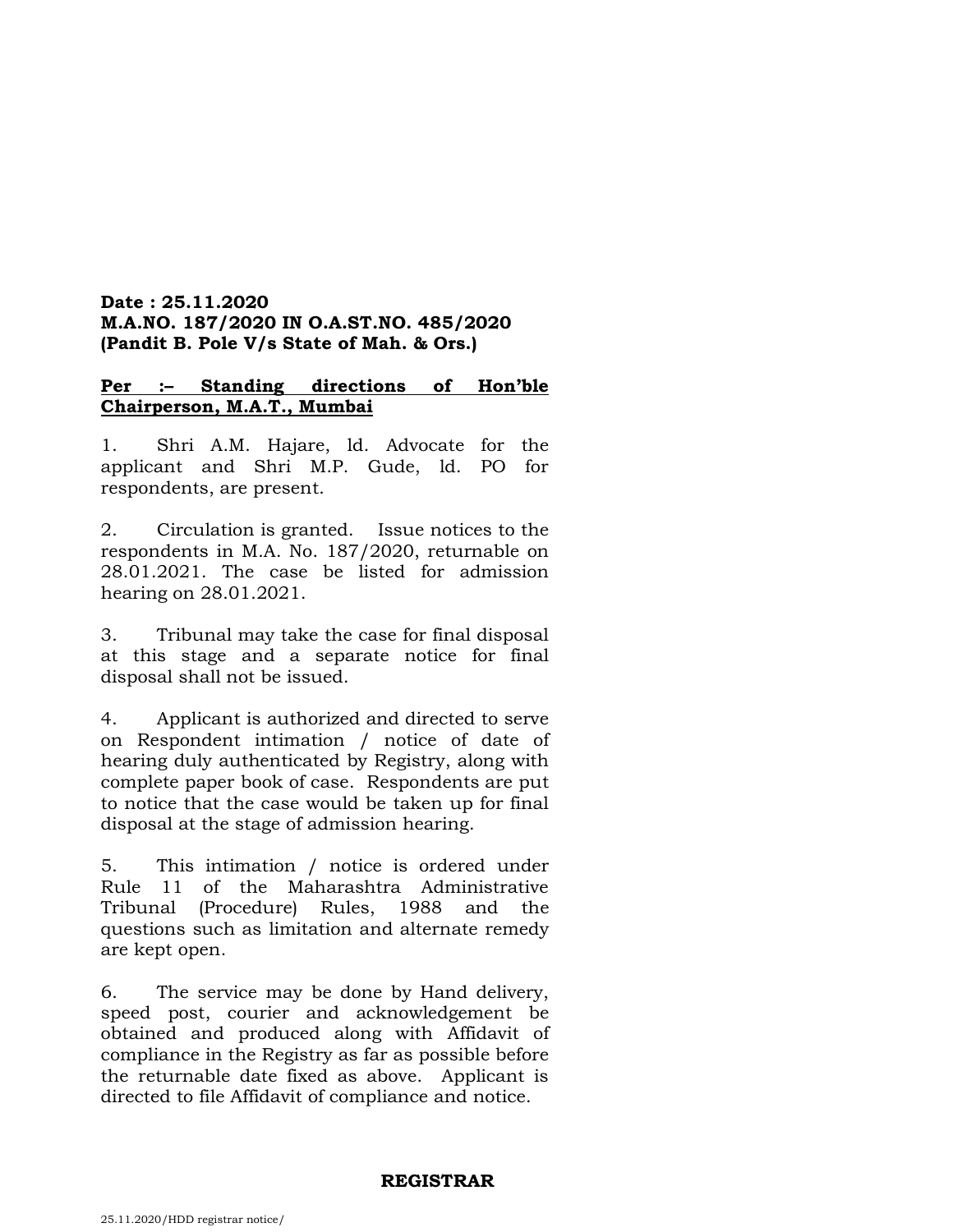**Date : 25.11.2020**
**M.A.NO. 187/2020 IN O.A.ST.NO. 485/2020**
**(Pandit B. Pole V/s State of Mah. & Ors.)**

**Per :– Standing directions of Hon'ble Chairperson, M.A.T., Mumbai**

1. Shri A.M. Hajare, ld. Advocate for the applicant and Shri M.P. Gude, ld. PO for respondents, are present.

2. Circulation is granted. Issue notices to the respondents in M.A. No. 187/2020, returnable on 28.01.2021. The case be listed for admission hearing on 28.01.2021.

3. Tribunal may take the case for final disposal at this stage and a separate notice for final disposal shall not be issued.

4. Applicant is authorized and directed to serve on Respondent intimation / notice of date of hearing duly authenticated by Registry, along with complete paper book of case. Respondents are put to notice that the case would be taken up for final disposal at the stage of admission hearing.

5. This intimation / notice is ordered under Rule 11 of the Maharashtra Administrative Tribunal (Procedure) Rules, 1988 and the questions such as limitation and alternate remedy are kept open.

6. The service may be done by Hand delivery, speed post, courier and acknowledgement be obtained and produced along with Affidavit of compliance in the Registry as far as possible before the returnable date fixed as above. Applicant is directed to file Affidavit of compliance and notice.

**REGISTRAR**

25.11.2020/HDD registrar notice/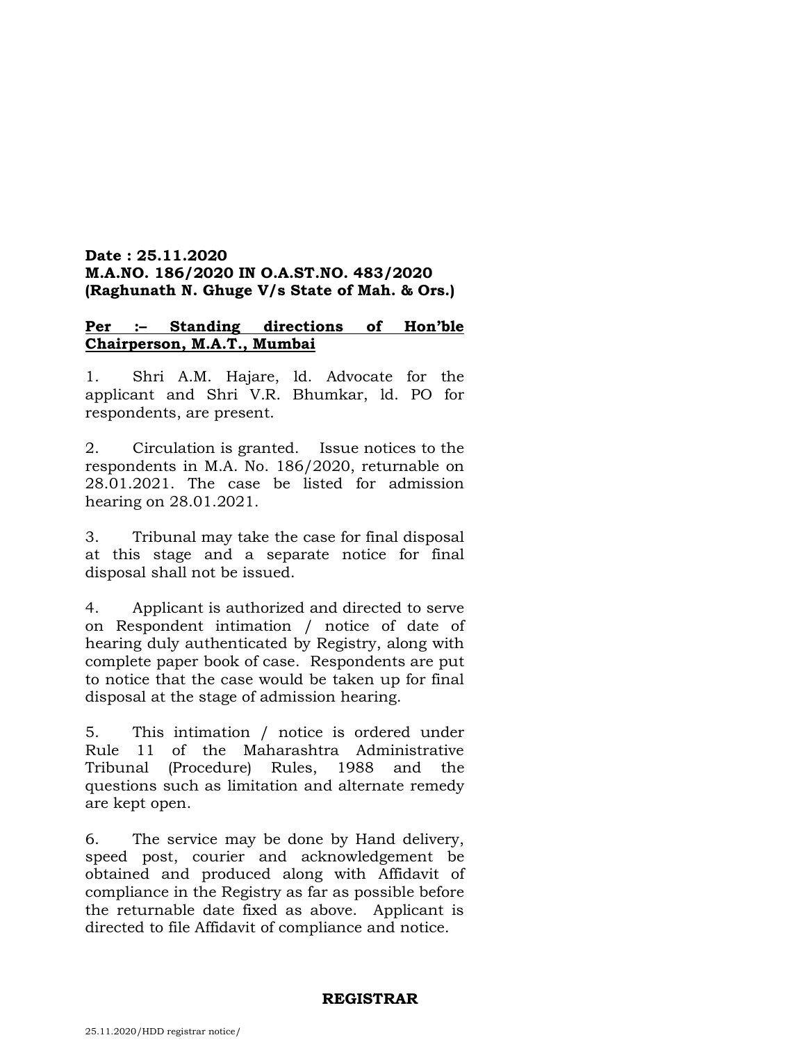**Date : 25.11.2020**
**M.A.NO. 186/2020 IN O.A.ST.NO. 483/2020**
**(Raghunath N. Ghuge V/s State of Mah. & Ors.)**

**Per :– Standing directions of Hon'ble Chairperson, M.A.T., Mumbai**

1. Shri A.M. Hajare, ld. Advocate for the applicant and Shri V.R. Bhumkar, ld. PO for respondents, are present.

2. Circulation is granted. Issue notices to the respondents in M.A. No. 186/2020, returnable on 28.01.2021. The case be listed for admission hearing on 28.01.2021.

3. Tribunal may take the case for final disposal at this stage and a separate notice for final disposal shall not be issued.

4. Applicant is authorized and directed to serve on Respondent intimation / notice of date of hearing duly authenticated by Registry, along with complete paper book of case. Respondents are put to notice that the case would be taken up for final disposal at the stage of admission hearing.

5. This intimation / notice is ordered under Rule 11 of the Maharashtra Administrative Tribunal (Procedure) Rules, 1988 and the questions such as limitation and alternate remedy are kept open.

6. The service may be done by Hand delivery, speed post, courier and acknowledgement be obtained and produced along with Affidavit of compliance in the Registry as far as possible before the returnable date fixed as above. Applicant is directed to file Affidavit of compliance and notice.

**REGISTRAR**

25.11.2020/HDD registrar notice/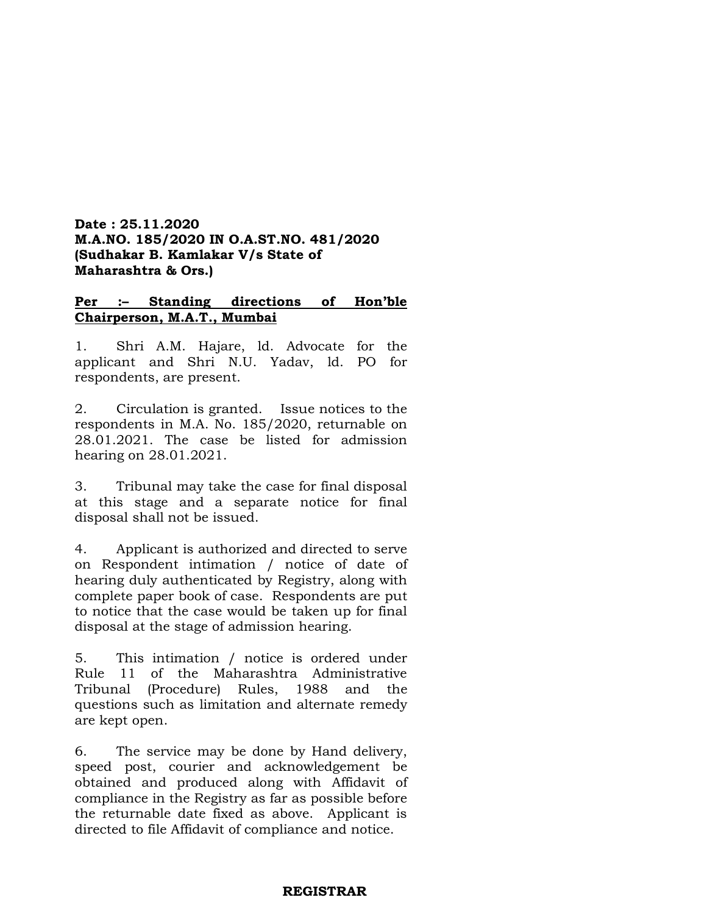**Date : 25.11.2020**
**M.A.NO. 185/2020 IN O.A.ST.NO. 481/2020**
**(Sudhakar B. Kamlakar V/s State of Maharashtra & Ors.)**

**Per :– Standing directions of Hon'ble Chairperson, M.A.T., Mumbai**

1. Shri A.M. Hajare, ld. Advocate for the applicant and Shri N.U. Yadav, ld. PO for respondents, are present.

2. Circulation is granted. Issue notices to the respondents in M.A. No. 185/2020, returnable on 28.01.2021. The case be listed for admission hearing on 28.01.2021.

3. Tribunal may take the case for final disposal at this stage and a separate notice for final disposal shall not be issued.

4. Applicant is authorized and directed to serve on Respondent intimation / notice of date of hearing duly authenticated by Registry, along with complete paper book of case. Respondents are put to notice that the case would be taken up for final disposal at the stage of admission hearing.

5. This intimation / notice is ordered under Rule 11 of the Maharashtra Administrative Tribunal (Procedure) Rules, 1988 and the questions such as limitation and alternate remedy are kept open.

6. The service may be done by Hand delivery, speed post, courier and acknowledgement be obtained and produced along with Affidavit of compliance in the Registry as far as possible before the returnable date fixed as above. Applicant is directed to file Affidavit of compliance and notice.

**REGISTRAR**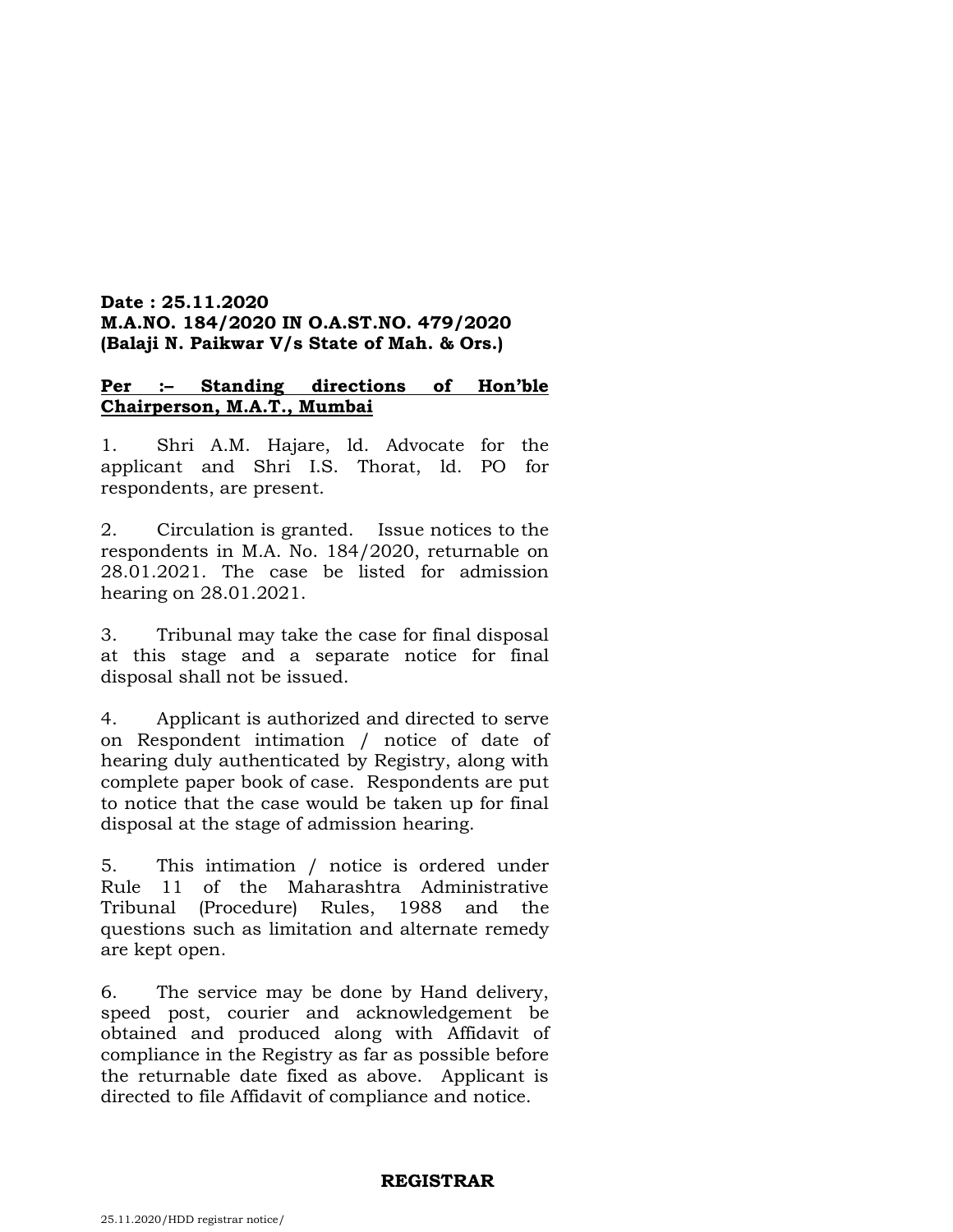**Date : 25.11.2020**
**M.A.NO. 184/2020 IN O.A.ST.NO. 479/2020**
**(Balaji N. Paikwar V/s State of Mah. & Ors.)**

**Per :– Standing directions of Hon'ble Chairperson, M.A.T., Mumbai**

1. Shri A.M. Hajare, ld. Advocate for the applicant and Shri I.S. Thorat, ld. PO for respondents, are present.

2. Circulation is granted. Issue notices to the respondents in M.A. No. 184/2020, returnable on 28.01.2021. The case be listed for admission hearing on 28.01.2021.

3. Tribunal may take the case for final disposal at this stage and a separate notice for final disposal shall not be issued.

4. Applicant is authorized and directed to serve on Respondent intimation / notice of date of hearing duly authenticated by Registry, along with complete paper book of case. Respondents are put to notice that the case would be taken up for final disposal at the stage of admission hearing.

5. This intimation / notice is ordered under Rule 11 of the Maharashtra Administrative Tribunal (Procedure) Rules, 1988 and the questions such as limitation and alternate remedy are kept open.

6. The service may be done by Hand delivery, speed post, courier and acknowledgement be obtained and produced along with Affidavit of compliance in the Registry as far as possible before the returnable date fixed as above. Applicant is directed to file Affidavit of compliance and notice.

**REGISTRAR**

25.11.2020/HDD registrar notice/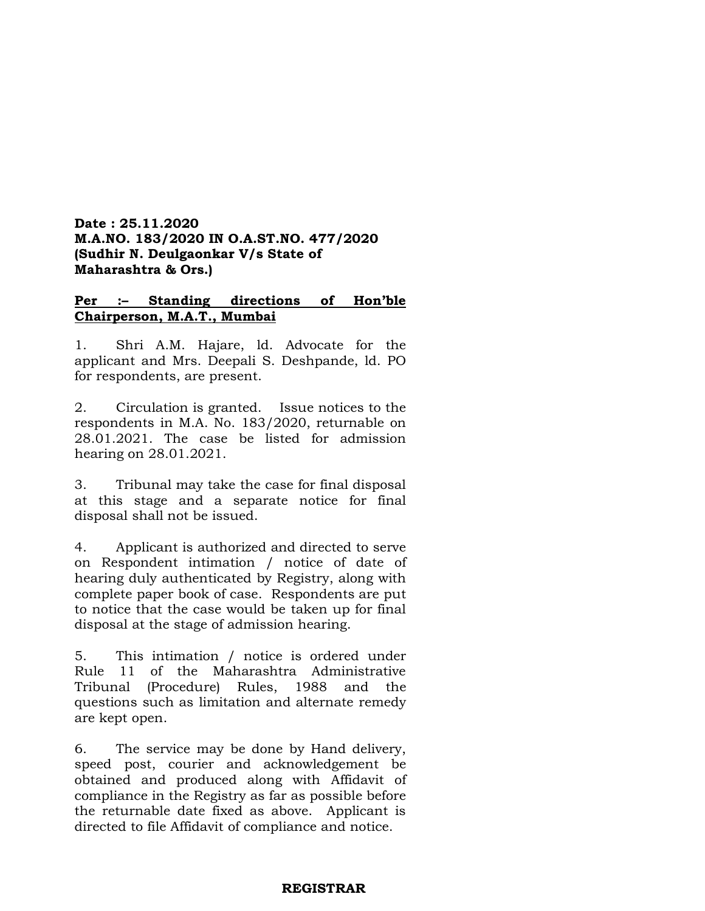**Date : 25.11.2020**
**M.A.NO. 183/2020 IN O.A.ST.NO. 477/2020**
**(Sudhir N. Deulgaonkar V/s State of Maharashtra & Ors.)**

**<u>Per :– Standing directions of Hon'ble Chairperson, M.A.T., Mumbai</u>**

1. Shri A.M. Hajare, ld. Advocate for the applicant and Mrs. Deepali S. Deshpande, ld. PO for respondents, are present.

2. Circulation is granted. Issue notices to the respondents in M.A. No. 183/2020, returnable on 28.01.2021. The case be listed for admission hearing on 28.01.2021.

3. Tribunal may take the case for final disposal at this stage and a separate notice for final disposal shall not be issued.

4. Applicant is authorized and directed to serve on Respondent intimation / notice of date of hearing duly authenticated by Registry, along with complete paper book of case. Respondents are put to notice that the case would be taken up for final disposal at the stage of admission hearing.

5. This intimation / notice is ordered under Rule 11 of the Maharashtra Administrative Tribunal (Procedure) Rules, 1988 and the questions such as limitation and alternate remedy are kept open.

6. The service may be done by Hand delivery, speed post, courier and acknowledgement be obtained and produced along with Affidavit of compliance in the Registry as far as possible before the returnable date fixed as above. Applicant is directed to file Affidavit of compliance and notice.

**REGISTRAR**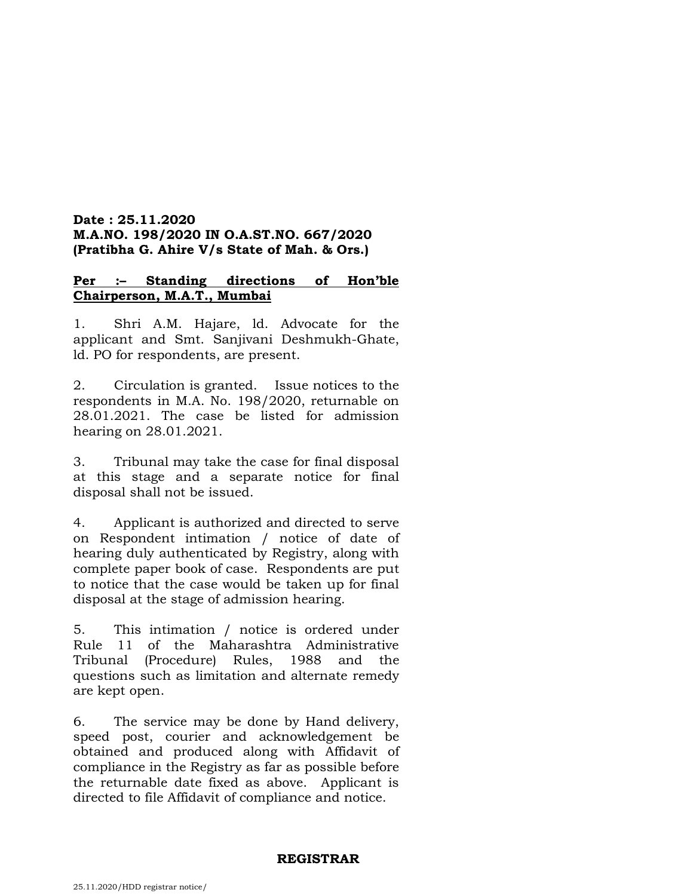**Date : 25.11.2020**
**M.A.NO. 198/2020 IN O.A.ST.NO. 667/2020**
**(Pratibha G. Ahire V/s State of Mah. & Ors.)**

**Per :– Standing directions of Hon'ble Chairperson, M.A.T., Mumbai**

1. Shri A.M. Hajare, ld. Advocate for the applicant and Smt. Sanjivani Deshmukh-Ghate, ld. PO for respondents, are present.

2. Circulation is granted. Issue notices to the respondents in M.A. No. 198/2020, returnable on 28.01.2021. The case be listed for admission hearing on 28.01.2021.

3. Tribunal may take the case for final disposal at this stage and a separate notice for final disposal shall not be issued.

4. Applicant is authorized and directed to serve on Respondent intimation / notice of date of hearing duly authenticated by Registry, along with complete paper book of case. Respondents are put to notice that the case would be taken up for final disposal at the stage of admission hearing.

5. This intimation / notice is ordered under Rule 11 of the Maharashtra Administrative Tribunal (Procedure) Rules, 1988 and the questions such as limitation and alternate remedy are kept open.

6. The service may be done by Hand delivery, speed post, courier and acknowledgement be obtained and produced along with Affidavit of compliance in the Registry as far as possible before the returnable date fixed as above. Applicant is directed to file Affidavit of compliance and notice.

**REGISTRAR**

25.11.2020/HDD registrar notice/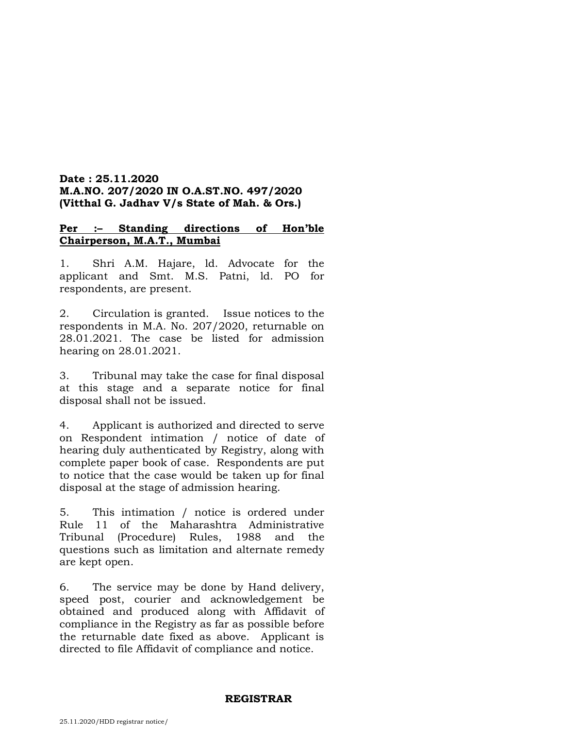**Date : 25.11.2020**
**M.A.NO. 207/2020 IN O.A.ST.NO. 497/2020**
**(Vitthal G. Jadhav V/s State of Mah. & Ors.)**

**Per :– Standing directions of Hon'ble Chairperson, M.A.T., Mumbai**

1. Shri A.M. Hajare, ld. Advocate for the applicant and Smt. M.S. Patni, ld. PO for respondents, are present.

2. Circulation is granted. Issue notices to the respondents in M.A. No. 207/2020, returnable on 28.01.2021. The case be listed for admission hearing on 28.01.2021.

3. Tribunal may take the case for final disposal at this stage and a separate notice for final disposal shall not be issued.

4. Applicant is authorized and directed to serve on Respondent intimation / notice of date of hearing duly authenticated by Registry, along with complete paper book of case. Respondents are put to notice that the case would be taken up for final disposal at the stage of admission hearing.

5. This intimation / notice is ordered under Rule 11 of the Maharashtra Administrative Tribunal (Procedure) Rules, 1988 and the questions such as limitation and alternate remedy are kept open.

6. The service may be done by Hand delivery, speed post, courier and acknowledgement be obtained and produced along with Affidavit of compliance in the Registry as far as possible before the returnable date fixed as above. Applicant is directed to file Affidavit of compliance and notice.

**REGISTRAR**

25.11.2020/HDD registrar notice/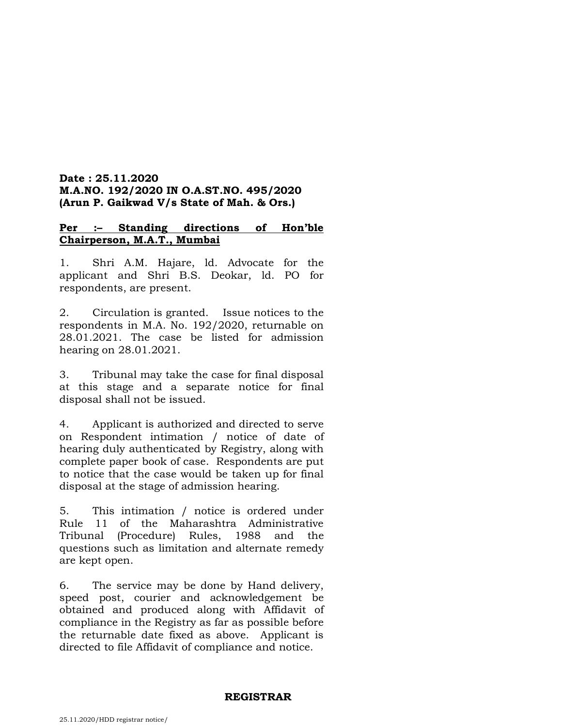**Date : 25.11.2020**
**M.A.NO. 192/2020 IN O.A.ST.NO. 495/2020**
**(Arun P. Gaikwad V/s State of Mah. & Ors.)**

**Per :– Standing directions of Hon'ble Chairperson, M.A.T., Mumbai**

1. Shri A.M. Hajare, ld. Advocate for the applicant and Shri B.S. Deokar, ld. PO for respondents, are present.

2. Circulation is granted. Issue notices to the respondents in M.A. No. 192/2020, returnable on 28.01.2021. The case be listed for admission hearing on 28.01.2021.

3. Tribunal may take the case for final disposal at this stage and a separate notice for final disposal shall not be issued.

4. Applicant is authorized and directed to serve on Respondent intimation / notice of date of hearing duly authenticated by Registry, along with complete paper book of case. Respondents are put to notice that the case would be taken up for final disposal at the stage of admission hearing.

5. This intimation / notice is ordered under Rule 11 of the Maharashtra Administrative Tribunal (Procedure) Rules, 1988 and the questions such as limitation and alternate remedy are kept open.

6. The service may be done by Hand delivery, speed post, courier and acknowledgement be obtained and produced along with Affidavit of compliance in the Registry as far as possible before the returnable date fixed as above. Applicant is directed to file Affidavit of compliance and notice.

**REGISTRAR**

25.11.2020/HDD registrar notice/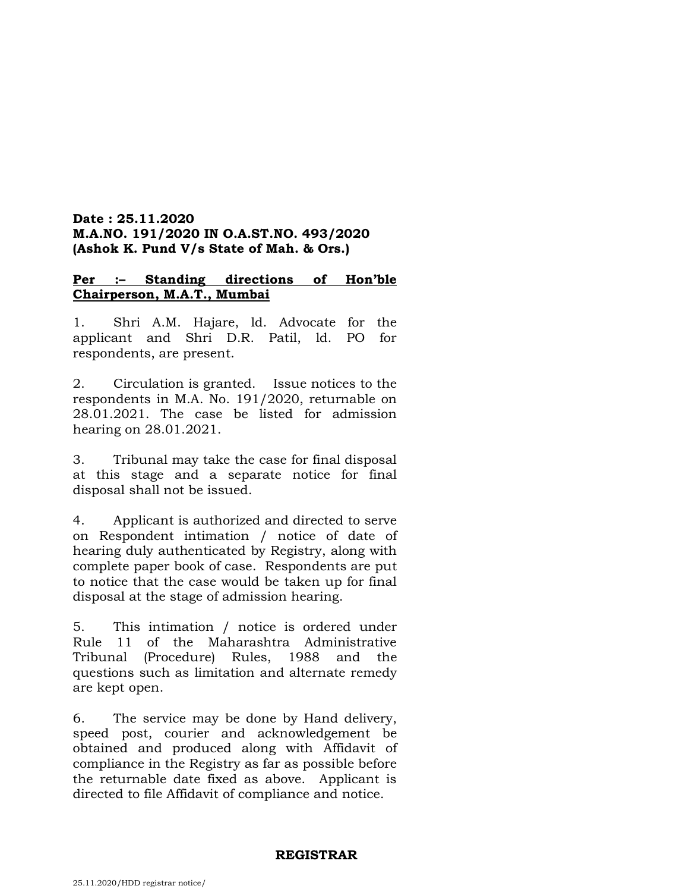**Date : 25.11.2020**
**M.A.NO. 191/2020 IN O.A.ST.NO. 493/2020**
**(Ashok K. Pund V/s State of Mah. & Ors.)**

**<u>Per :– Standing directions of Hon'ble Chairperson, M.A.T., Mumbai</u>**

1. Shri A.M. Hajare, ld. Advocate for the applicant and Shri D.R. Patil, ld. PO for respondents, are present.

2. Circulation is granted. Issue notices to the respondents in M.A. No. 191/2020, returnable on 28.01.2021. The case be listed for admission hearing on 28.01.2021.

3. Tribunal may take the case for final disposal at this stage and a separate notice for final disposal shall not be issued.

4. Applicant is authorized and directed to serve on Respondent intimation / notice of date of hearing duly authenticated by Registry, along with complete paper book of case. Respondents are put to notice that the case would be taken up for final disposal at the stage of admission hearing.

5. This intimation / notice is ordered under Rule 11 of the Maharashtra Administrative Tribunal (Procedure) Rules, 1988 and the questions such as limitation and alternate remedy are kept open.

6. The service may be done by Hand delivery, speed post, courier and acknowledgement be obtained and produced along with Affidavit of compliance in the Registry as far as possible before the returnable date fixed as above. Applicant is directed to file Affidavit of compliance and notice.

**REGISTRAR**

25.11.2020/HDD registrar notice/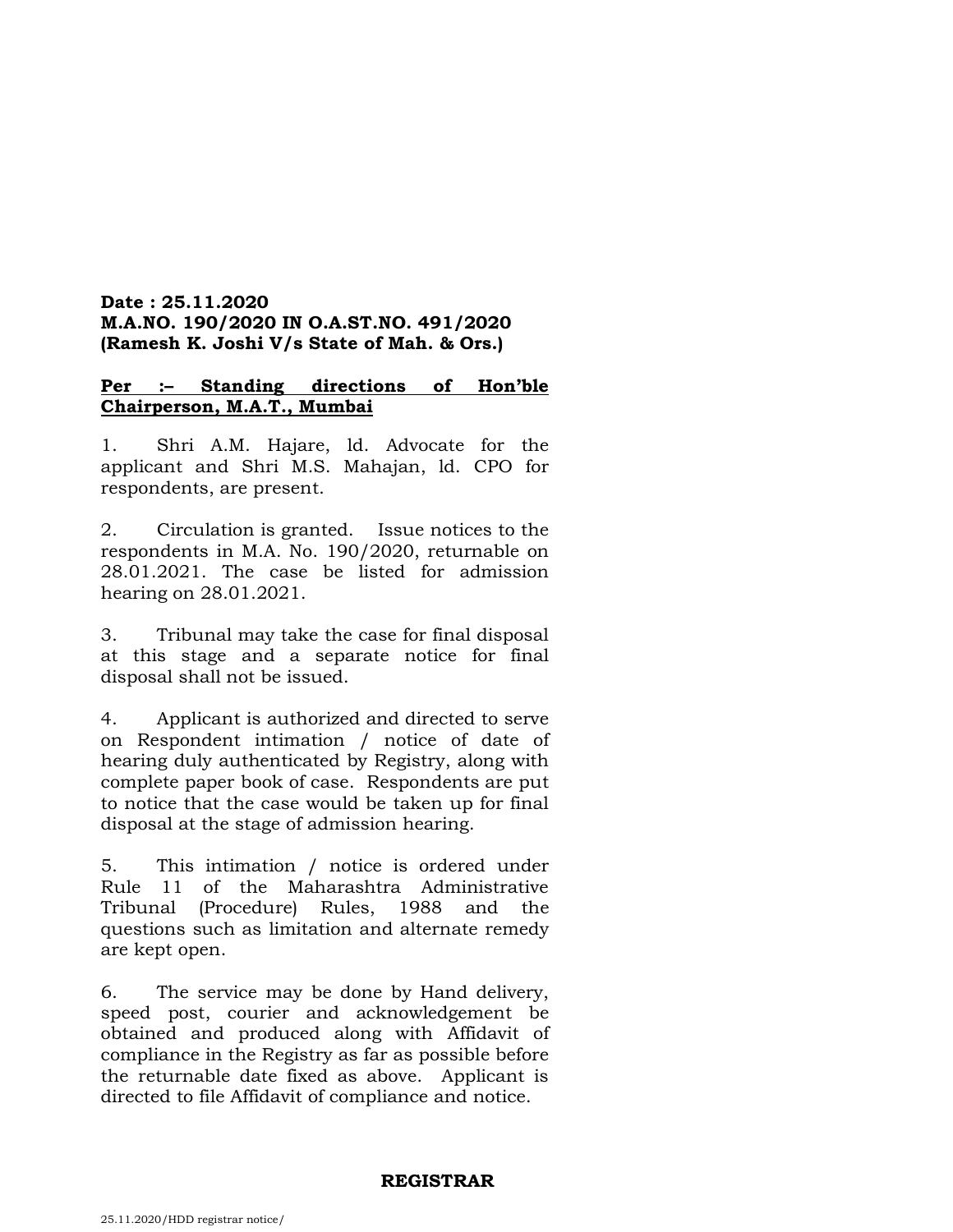**Date : 25.11.2020**
**M.A.NO. 190/2020 IN O.A.ST.NO. 491/2020**
**(Ramesh K. Joshi V/s State of Mah. & Ors.)**

**Per :– Standing directions of Hon'ble Chairperson, M.A.T., Mumbai**

1. Shri A.M. Hajare, ld. Advocate for the applicant and Shri M.S. Mahajan, ld. CPO for respondents, are present.

2. Circulation is granted. Issue notices to the respondents in M.A. No. 190/2020, returnable on 28.01.2021. The case be listed for admission hearing on 28.01.2021.

3. Tribunal may take the case for final disposal at this stage and a separate notice for final disposal shall not be issued.

4. Applicant is authorized and directed to serve on Respondent intimation / notice of date of hearing duly authenticated by Registry, along with complete paper book of case. Respondents are put to notice that the case would be taken up for final disposal at the stage of admission hearing.

5. This intimation / notice is ordered under Rule 11 of the Maharashtra Administrative Tribunal (Procedure) Rules, 1988 and the questions such as limitation and alternate remedy are kept open.

6. The service may be done by Hand delivery, speed post, courier and acknowledgement be obtained and produced along with Affidavit of compliance in the Registry as far as possible before the returnable date fixed as above. Applicant is directed to file Affidavit of compliance and notice.

**REGISTRAR**

25.11.2020/HDD registrar notice/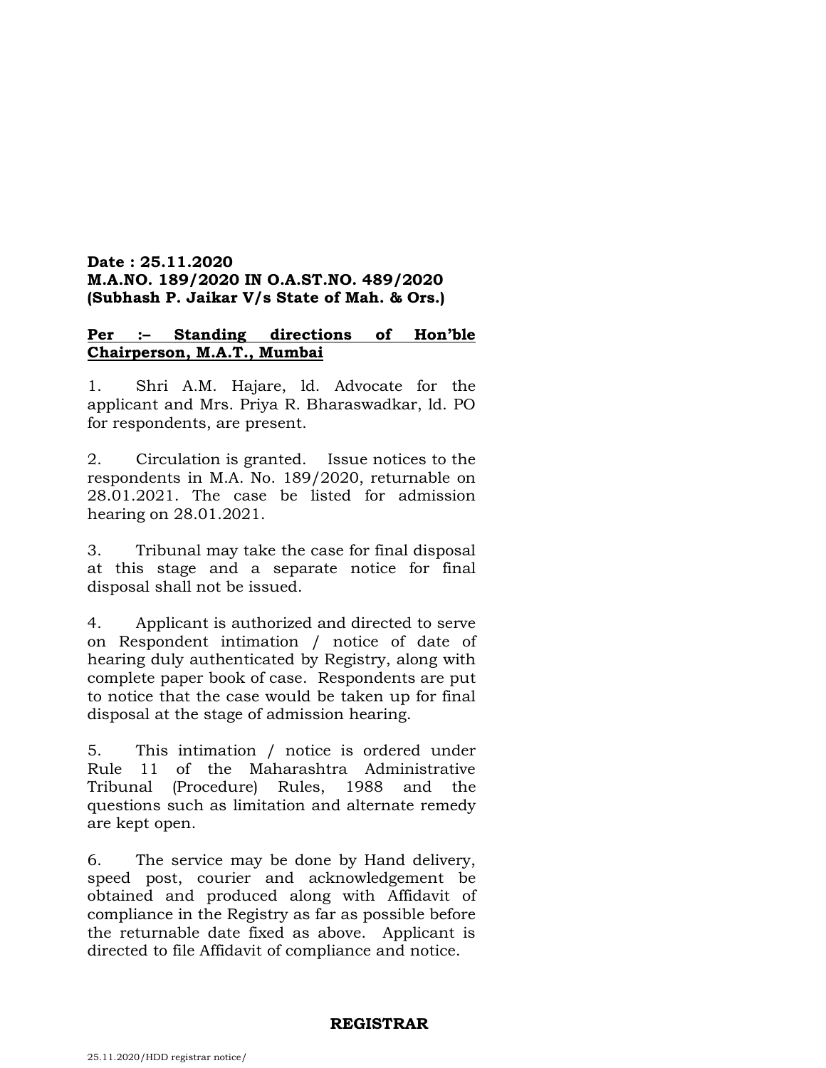**Date : 25.11.2020**
**M.A.NO. 189/2020 IN O.A.ST.NO. 489/2020**
**(Subhash P. Jaikar V/s State of Mah. & Ors.)**

**Per :– Standing directions of Hon'ble Chairperson, M.A.T., Mumbai**

1. Shri A.M. Hajare, ld. Advocate for the applicant and Mrs. Priya R. Bharaswadkar, ld. PO for respondents, are present.

2. Circulation is granted. Issue notices to the respondents in M.A. No. 189/2020, returnable on 28.01.2021. The case be listed for admission hearing on 28.01.2021.

3. Tribunal may take the case for final disposal at this stage and a separate notice for final disposal shall not be issued.

4. Applicant is authorized and directed to serve on Respondent intimation / notice of date of hearing duly authenticated by Registry, along with complete paper book of case. Respondents are put to notice that the case would be taken up for final disposal at the stage of admission hearing.

5. This intimation / notice is ordered under Rule 11 of the Maharashtra Administrative Tribunal (Procedure) Rules, 1988 and the questions such as limitation and alternate remedy are kept open.

6. The service may be done by Hand delivery, speed post, courier and acknowledgement be obtained and produced along with Affidavit of compliance in the Registry as far as possible before the returnable date fixed as above. Applicant is directed to file Affidavit of compliance and notice.

**REGISTRAR**

25.11.2020/HDD registrar notice/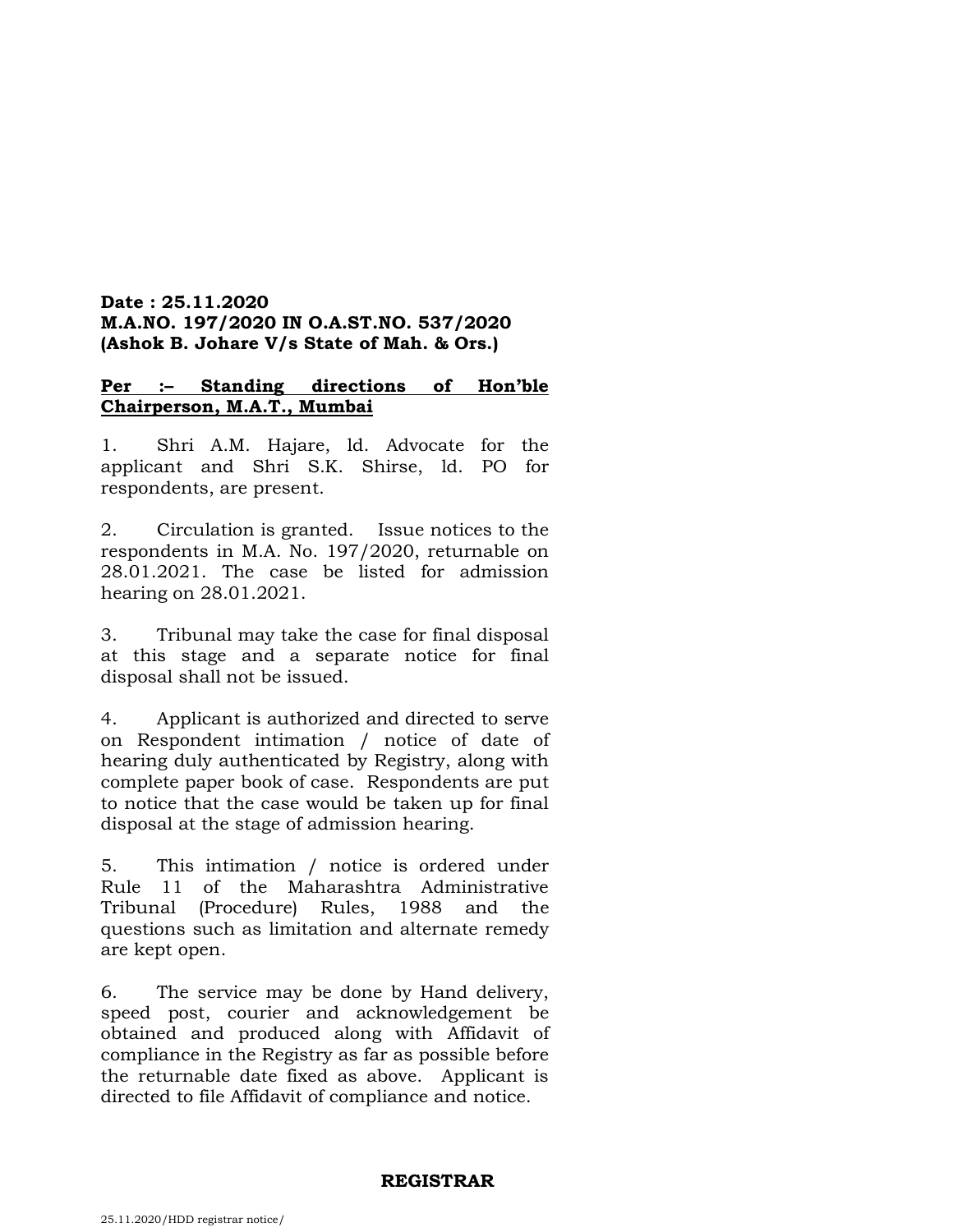**Date : 25.11.2020**
**M.A.NO. 197/2020 IN O.A.ST.NO. 537/2020**
**(Ashok B. Johare V/s State of Mah. & Ors.)**

**<u>Per :– Standing directions of Hon'ble Chairperson, M.A.T., Mumbai</u>**

1. Shri A.M. Hajare, ld. Advocate for the applicant and Shri S.K. Shirse, ld. PO for respondents, are present.

2. Circulation is granted. Issue notices to the respondents in M.A. No. 197/2020, returnable on 28.01.2021. The case be listed for admission hearing on 28.01.2021.

3. Tribunal may take the case for final disposal at this stage and a separate notice for final disposal shall not be issued.

4. Applicant is authorized and directed to serve on Respondent intimation / notice of date of hearing duly authenticated by Registry, along with complete paper book of case. Respondents are put to notice that the case would be taken up for final disposal at the stage of admission hearing.

5. This intimation / notice is ordered under Rule 11 of the Maharashtra Administrative Tribunal (Procedure) Rules, 1988 and the questions such as limitation and alternate remedy are kept open.

6. The service may be done by Hand delivery, speed post, courier and acknowledgement be obtained and produced along with Affidavit of compliance in the Registry as far as possible before the returnable date fixed as above. Applicant is directed to file Affidavit of compliance and notice.

**REGISTRAR**

25.11.2020/HDD registrar notice/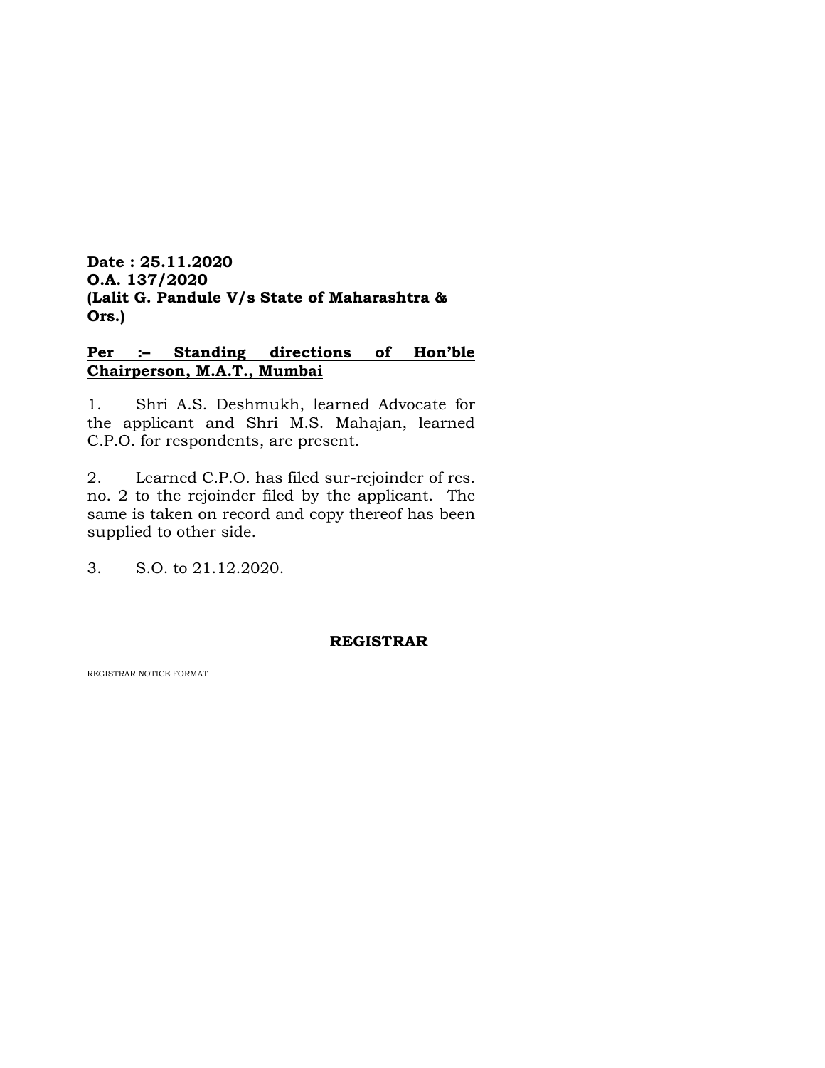**Date : 25.11.2020**
**O.A. 137/2020**
**(Lalit G. Pandule V/s State of Maharashtra & Ors.)**

**<u>Per :– Standing directions of Hon'ble Chairperson, M.A.T., Mumbai</u>**

1. Shri A.S. Deshmukh, learned Advocate for the applicant and Shri M.S. Mahajan, learned C.P.O. for respondents, are present.

2. Learned C.P.O. has filed sur-rejoinder of res. no. 2 to the rejoinder filed by the applicant. The same is taken on record and copy thereof has been supplied to other side.

3. S.O. to 21.12.2020.

**REGISTRAR**

REGISTRAR NOTICE FORMAT